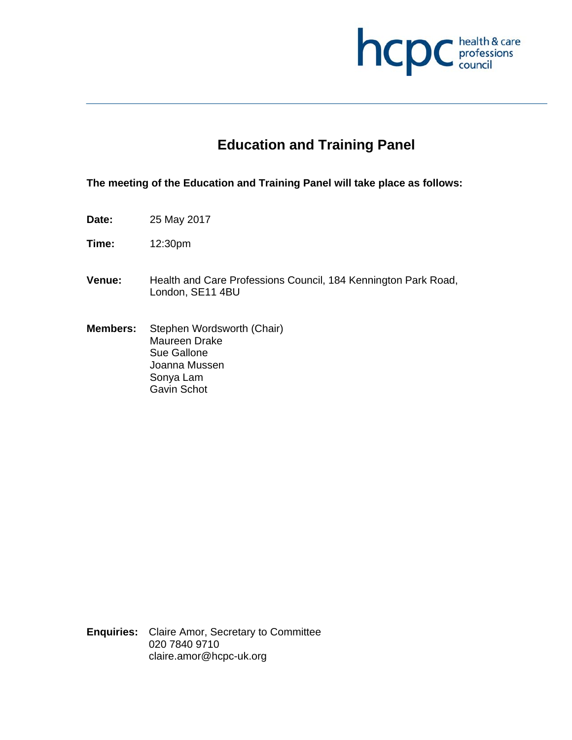# Education and Training Panel

**The meeting of the Education and Training Panel will take place as follows:**

**Date:** 25 May 2017

**Time:** 12:30pm

**Venue:** Health and Care Professions Council, 184 Kennington Park Road, London, SE11 4BU

**Members:** Stephen Wordsworth (Chair)
Maureen Drake
Sue Gallone
Joanna Mussen
Sonya Lam
Gavin Schot

**Enquiries:** Claire Amor, Secretary to Committee
020 7840 9710
claire.amor@hcpc-uk.org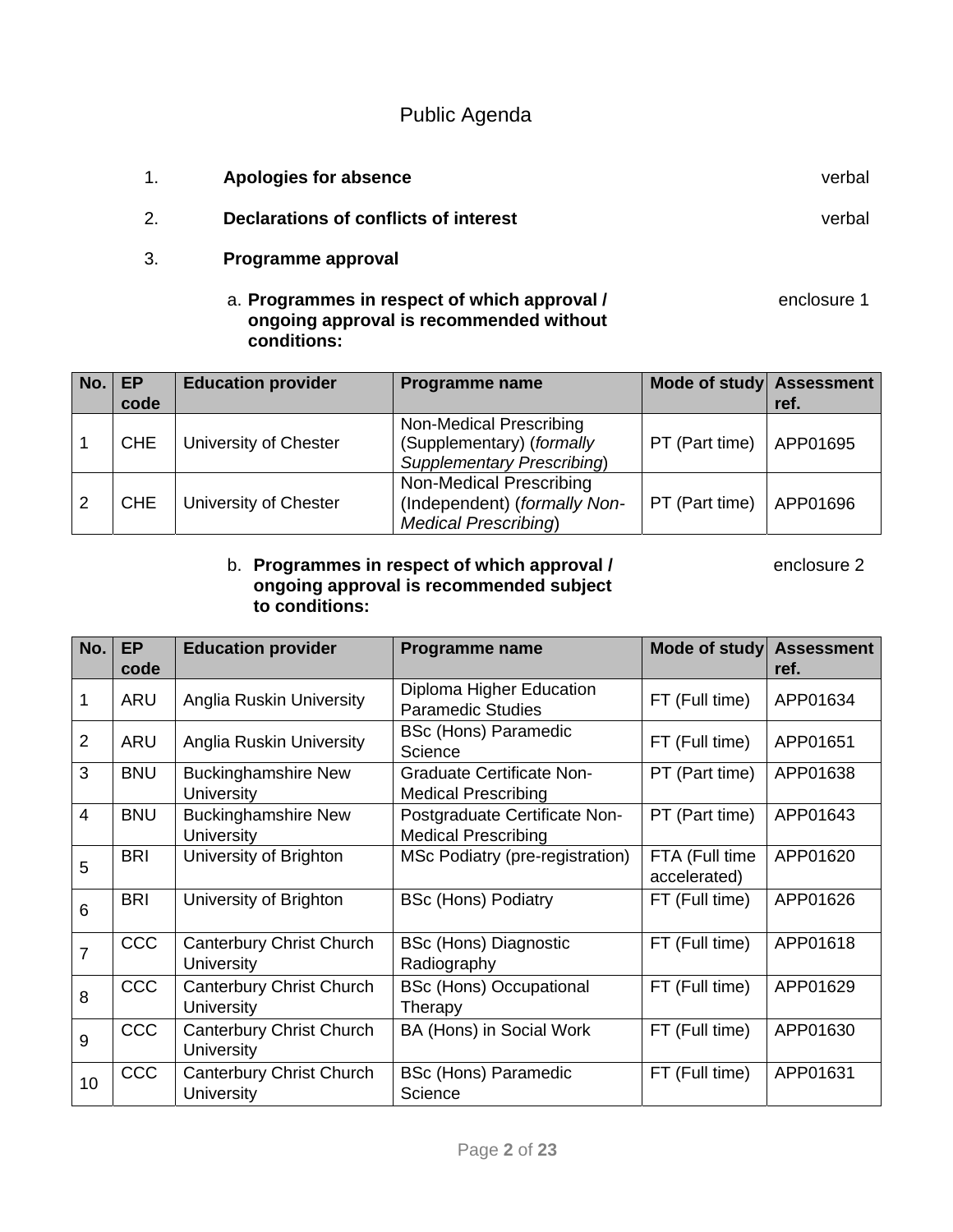## Public Agenda

1. **Apologies for absence** verbal

2. **Declarations of conflicts of interest** verbal

3. **Programme approval**

   a. **Programmes in respect of which approval / ongoing approval is recommended without conditions:** enclosure 1

| No. | EP code | Education provider | Programme name | Mode of study | Assessment ref. |
|---|---|---|---|---|---|
| 1 | CHE | University of Chester | Non-Medical Prescribing (Supplementary) (*formally Supplementary Prescribing*) | PT (Part time) | APP01695 |
| 2 | CHE | University of Chester | Non-Medical Prescribing (Independent) (*formally Non-Medical Prescribing*) | PT (Part time) | APP01696 |

   b. **Programmes in respect of which approval / ongoing approval is recommended subject to conditions:** enclosure 2

| No. | EP code | Education provider | Programme name | Mode of study | Assessment ref. |
|---|---|---|---|---|---|
| 1 | ARU | Anglia Ruskin University | Diploma Higher Education Paramedic Studies | FT (Full time) | APP01634 |
| 2 | ARU | Anglia Ruskin University | BSc (Hons) Paramedic Science | FT (Full time) | APP01651 |
| 3 | BNU | Buckinghamshire New University | Graduate Certificate Non-Medical Prescribing | PT (Part time) | APP01638 |
| 4 | BNU | Buckinghamshire New University | Postgraduate Certificate Non-Medical Prescribing | PT (Part time) | APP01643 |
| 5 | BRI | University of Brighton | MSc Podiatry (pre-registration) | FTA (Full time accelerated) | APP01620 |
| 6 | BRI | University of Brighton | BSc (Hons) Podiatry | FT (Full time) | APP01626 |
| 7 | CCC | Canterbury Christ Church University | BSc (Hons) Diagnostic Radiography | FT (Full time) | APP01618 |
| 8 | CCC | Canterbury Christ Church University | BSc (Hons) Occupational Therapy | FT (Full time) | APP01629 |
| 9 | CCC | Canterbury Christ Church University | BA (Hons) in Social Work | FT (Full time) | APP01630 |
| 10 | CCC | Canterbury Christ Church University | BSc (Hons) Paramedic Science | FT (Full time) | APP01631 |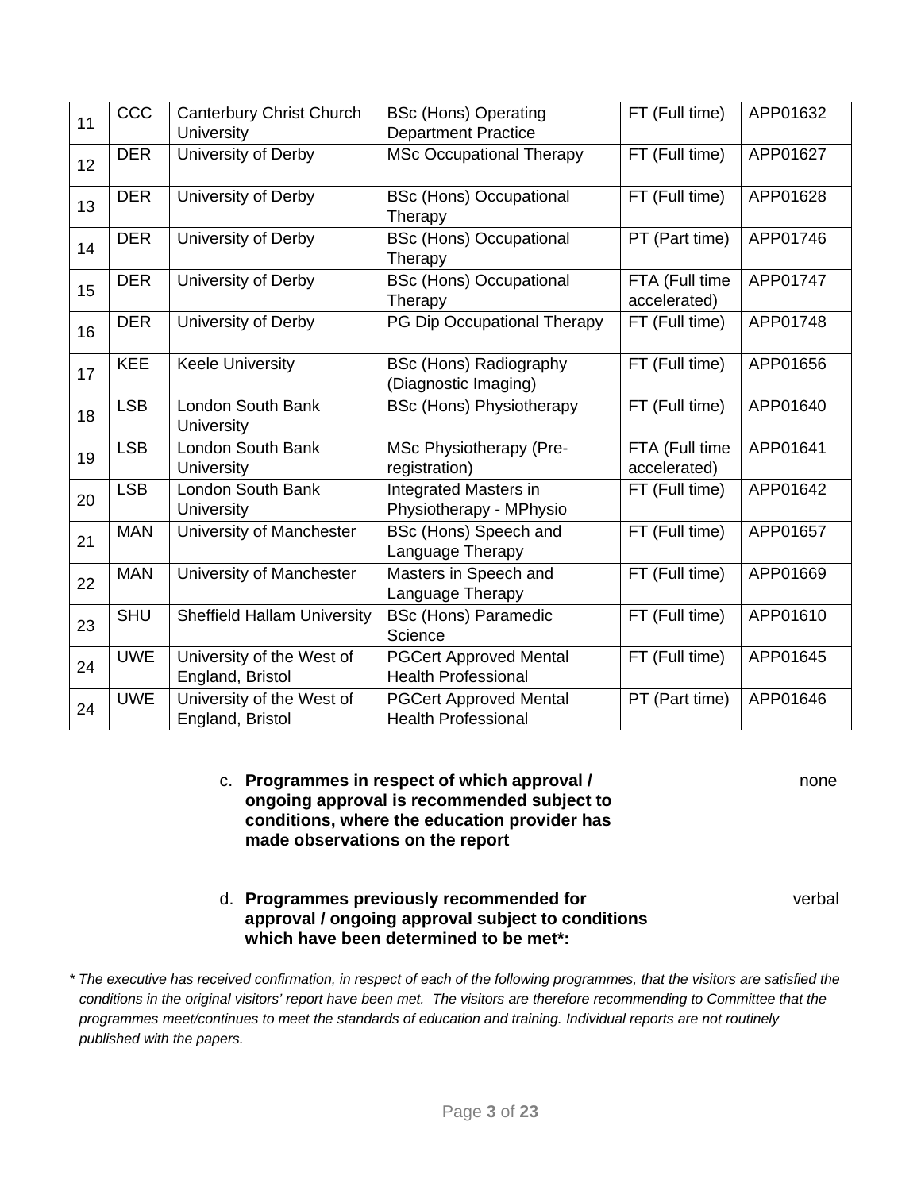| 11 | CCC | Canterbury Christ Church University | BSc (Hons) Operating Department Practice | FT (Full time) | APP01632 |
|---|---|---|---|---|---|
| 12 | DER | University of Derby | MSc Occupational Therapy | FT (Full time) | APP01627 |
| 13 | DER | University of Derby | BSc (Hons) Occupational Therapy | FT (Full time) | APP01628 |
| 14 | DER | University of Derby | BSc (Hons) Occupational Therapy | PT (Part time) | APP01746 |
| 15 | DER | University of Derby | BSc (Hons) Occupational Therapy | FTA (Full time accelerated) | APP01747 |
| 16 | DER | University of Derby | PG Dip Occupational Therapy | FT (Full time) | APP01748 |
| 17 | KEE | Keele University | BSc (Hons) Radiography (Diagnostic Imaging) | FT (Full time) | APP01656 |
| 18 | LSB | London South Bank University | BSc (Hons) Physiotherapy | FT (Full time) | APP01640 |
| 19 | LSB | London South Bank University | MSc Physiotherapy (Pre-registration) | FTA (Full time accelerated) | APP01641 |
| 20 | LSB | London South Bank University | Integrated Masters in Physiotherapy - MPhysio | FT (Full time) | APP01642 |
| 21 | MAN | University of Manchester | BSc (Hons) Speech and Language Therapy | FT (Full time) | APP01657 |
| 22 | MAN | University of Manchester | Masters in Speech and Language Therapy | FT (Full time) | APP01669 |
| 23 | SHU | Sheffield Hallam University | BSc (Hons) Paramedic Science | FT (Full time) | APP01610 |
| 24 | UWE | University of the West of England, Bristol | PGCert Approved Mental Health Professional | FT (Full time) | APP01645 |
| 24 | UWE | University of the West of England, Bristol | PGCert Approved Mental Health Professional | PT (Part time) | APP01646 |

c. **Programmes in respect of which approval / ongoing approval is recommended subject to conditions, where the education provider has made observations on the report** none

d. **Programmes previously recommended for approval / ongoing approval subject to conditions which have been determined to be met*:** verbal

*\* The executive has received confirmation, in respect of each of the following programmes, that the visitors are satisfied the conditions in the original visitors' report have been met. The visitors are therefore recommending to Committee that the programmes meet/continues to meet the standards of education and training. Individual reports are not routinely published with the papers.*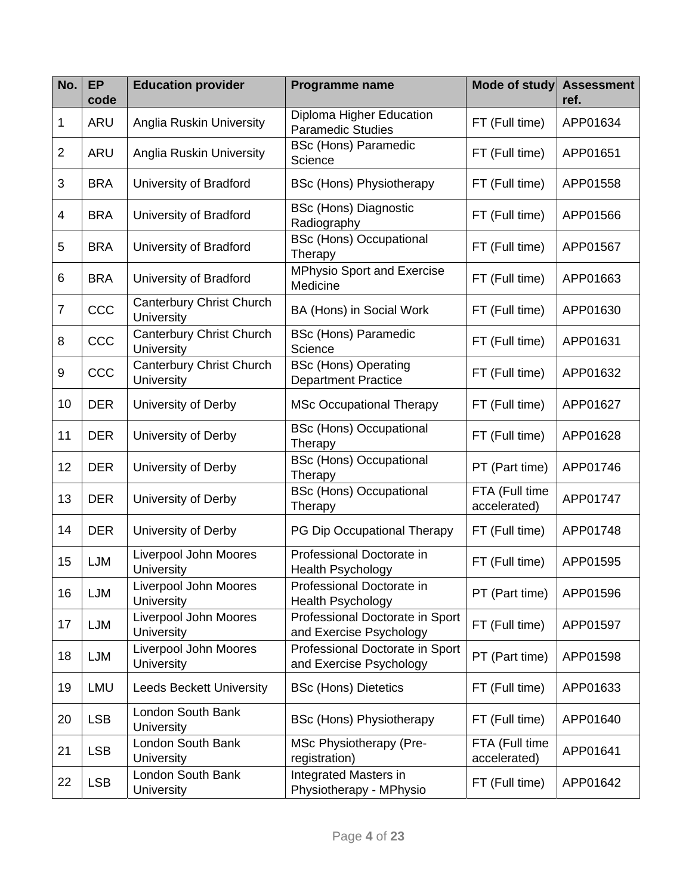| No. | EP code | Education provider | Programme name | Mode of study | Assessment ref. |
|---|---|---|---|---|---|
| 1 | ARU | Anglia Ruskin University | Diploma Higher Education Paramedic Studies | FT (Full time) | APP01634 |
| 2 | ARU | Anglia Ruskin University | BSc (Hons) Paramedic Science | FT (Full time) | APP01651 |
| 3 | BRA | University of Bradford | BSc (Hons) Physiotherapy | FT (Full time) | APP01558 |
| 4 | BRA | University of Bradford | BSc (Hons) Diagnostic Radiography | FT (Full time) | APP01566 |
| 5 | BRA | University of Bradford | BSc (Hons) Occupational Therapy | FT (Full time) | APP01567 |
| 6 | BRA | University of Bradford | MPhysio Sport and Exercise Medicine | FT (Full time) | APP01663 |
| 7 | CCC | Canterbury Christ Church University | BA (Hons) in Social Work | FT (Full time) | APP01630 |
| 8 | CCC | Canterbury Christ Church University | BSc (Hons) Paramedic Science | FT (Full time) | APP01631 |
| 9 | CCC | Canterbury Christ Church University | BSc (Hons) Operating Department Practice | FT (Full time) | APP01632 |
| 10 | DER | University of Derby | MSc Occupational Therapy | FT (Full time) | APP01627 |
| 11 | DER | University of Derby | BSc (Hons) Occupational Therapy | FT (Full time) | APP01628 |
| 12 | DER | University of Derby | BSc (Hons) Occupational Therapy | PT (Part time) | APP01746 |
| 13 | DER | University of Derby | BSc (Hons) Occupational Therapy | FTA (Full time accelerated) | APP01747 |
| 14 | DER | University of Derby | PG Dip Occupational Therapy | FT (Full time) | APP01748 |
| 15 | LJM | Liverpool John Moores University | Professional Doctorate in Health Psychology | FT (Full time) | APP01595 |
| 16 | LJM | Liverpool John Moores University | Professional Doctorate in Health Psychology | PT (Part time) | APP01596 |
| 17 | LJM | Liverpool John Moores University | Professional Doctorate in Sport and Exercise Psychology | FT (Full time) | APP01597 |
| 18 | LJM | Liverpool John Moores University | Professional Doctorate in Sport and Exercise Psychology | PT (Part time) | APP01598 |
| 19 | LMU | Leeds Beckett University | BSc (Hons) Dietetics | FT (Full time) | APP01633 |
| 20 | LSB | London South Bank University | BSc (Hons) Physiotherapy | FT (Full time) | APP01640 |
| 21 | LSB | London South Bank University | MSc Physiotherapy (Pre-registration) | FTA (Full time accelerated) | APP01641 |
| 22 | LSB | London South Bank University | Integrated Masters in Physiotherapy - MPhysio | FT (Full time) | APP01642 |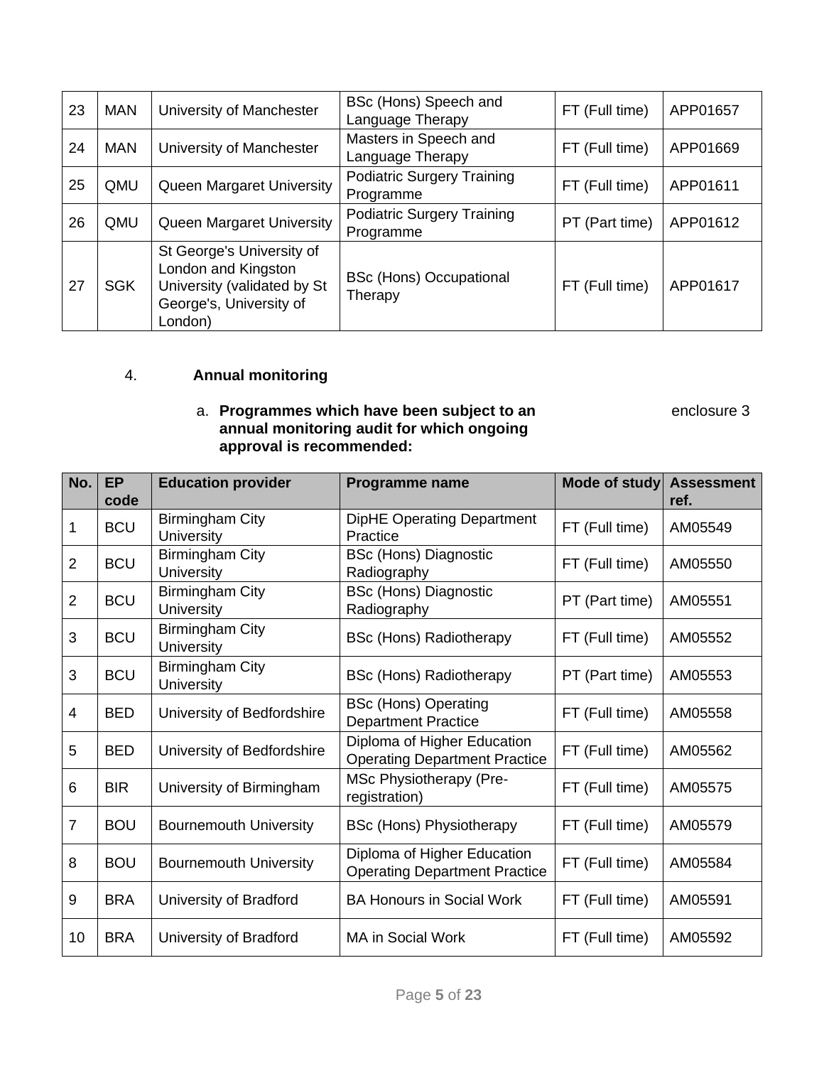| 23 | MAN | University of Manchester | BSc (Hons) Speech and Language Therapy | FT (Full time) | APP01657 |
|---|---|---|---|---|---|
| 24 | MAN | University of Manchester | Masters in Speech and Language Therapy | FT (Full time) | APP01669 |
| 25 | QMU | Queen Margaret University | Podiatric Surgery Training Programme | FT (Full time) | APP01611 |
| 26 | QMU | Queen Margaret University | Podiatric Surgery Training Programme | PT (Part time) | APP01612 |
| 27 | SGK | St George's University of London and Kingston University (validated by St George's, University of London) | BSc (Hons) Occupational Therapy | FT (Full time) | APP01617 |

4. **Annual monitoring**

a. **Programmes which have been subject to an annual monitoring audit for which ongoing approval is recommended:** enclosure 3

| No. | EP code | Education provider | Programme name | Mode of study | Assessment ref. |
|---|---|---|---|---|---|
| 1 | BCU | Birmingham City University | DipHE Operating Department Practice | FT (Full time) | AM05549 |
| 2 | BCU | Birmingham City University | BSc (Hons) Diagnostic Radiography | FT (Full time) | AM05550 |
| 2 | BCU | Birmingham City University | BSc (Hons) Diagnostic Radiography | PT (Part time) | AM05551 |
| 3 | BCU | Birmingham City University | BSc (Hons) Radiotherapy | FT (Full time) | AM05552 |
| 3 | BCU | Birmingham City University | BSc (Hons) Radiotherapy | PT (Part time) | AM05553 |
| 4 | BED | University of Bedfordshire | BSc (Hons) Operating Department Practice | FT (Full time) | AM05558 |
| 5 | BED | University of Bedfordshire | Diploma of Higher Education Operating Department Practice | FT (Full time) | AM05562 |
| 6 | BIR | University of Birmingham | MSc Physiotherapy (Pre-registration) | FT (Full time) | AM05575 |
| 7 | BOU | Bournemouth University | BSc (Hons) Physiotherapy | FT (Full time) | AM05579 |
| 8 | BOU | Bournemouth University | Diploma of Higher Education Operating Department Practice | FT (Full time) | AM05584 |
| 9 | BRA | University of Bradford | BA Honours in Social Work | FT (Full time) | AM05591 |
| 10 | BRA | University of Bradford | MA in Social Work | FT (Full time) | AM05592 |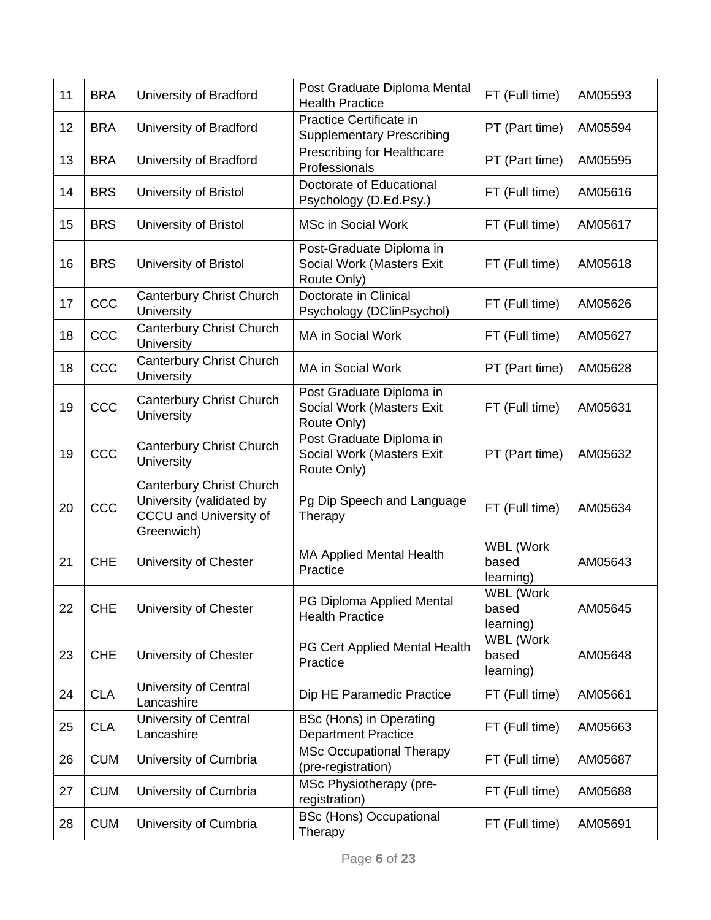| 11 | BRA | University of Bradford | Post Graduate Diploma Mental Health Practice | FT (Full time) | AM05593 |
|---|---|---|---|---|---|
| 12 | BRA | University of Bradford | Practice Certificate in Supplementary Prescribing | PT (Part time) | AM05594 |
| 13 | BRA | University of Bradford | Prescribing for Healthcare Professionals | PT (Part time) | AM05595 |
| 14 | BRS | University of Bristol | Doctorate of Educational Psychology (D.Ed.Psy.) | FT (Full time) | AM05616 |
| 15 | BRS | University of Bristol | MSc in Social Work | FT (Full time) | AM05617 |
| 16 | BRS | University of Bristol | Post-Graduate Diploma in Social Work (Masters Exit Route Only) | FT (Full time) | AM05618 |
| 17 | CCC | Canterbury Christ Church University | Doctorate in Clinical Psychology (DClinPsychol) | FT (Full time) | AM05626 |
| 18 | CCC | Canterbury Christ Church University | MA in Social Work | FT (Full time) | AM05627 |
| 18 | CCC | Canterbury Christ Church University | MA in Social Work | PT (Part time) | AM05628 |
| 19 | CCC | Canterbury Christ Church University | Post Graduate Diploma in Social Work (Masters Exit Route Only) | FT (Full time) | AM05631 |
| 19 | CCC | Canterbury Christ Church University | Post Graduate Diploma in Social Work (Masters Exit Route Only) | PT (Part time) | AM05632 |
| 20 | CCC | Canterbury Christ Church University (validated by CCCU and University of Greenwich) | Pg Dip Speech and Language Therapy | FT (Full time) | AM05634 |
| 21 | CHE | University of Chester | MA Applied Mental Health Practice | WBL (Work based learning) | AM05643 |
| 22 | CHE | University of Chester | PG Diploma Applied Mental Health Practice | WBL (Work based learning) | AM05645 |
| 23 | CHE | University of Chester | PG Cert Applied Mental Health Practice | WBL (Work based learning) | AM05648 |
| 24 | CLA | University of Central Lancashire | Dip HE Paramedic Practice | FT (Full time) | AM05661 |
| 25 | CLA | University of Central Lancashire | BSc (Hons) in Operating Department Practice | FT (Full time) | AM05663 |
| 26 | CUM | University of Cumbria | MSc Occupational Therapy (pre-registration) | FT (Full time) | AM05687 |
| 27 | CUM | University of Cumbria | MSc Physiotherapy (pre-registration) | FT (Full time) | AM05688 |
| 28 | CUM | University of Cumbria | BSc (Hons) Occupational Therapy | FT (Full time) | AM05691 |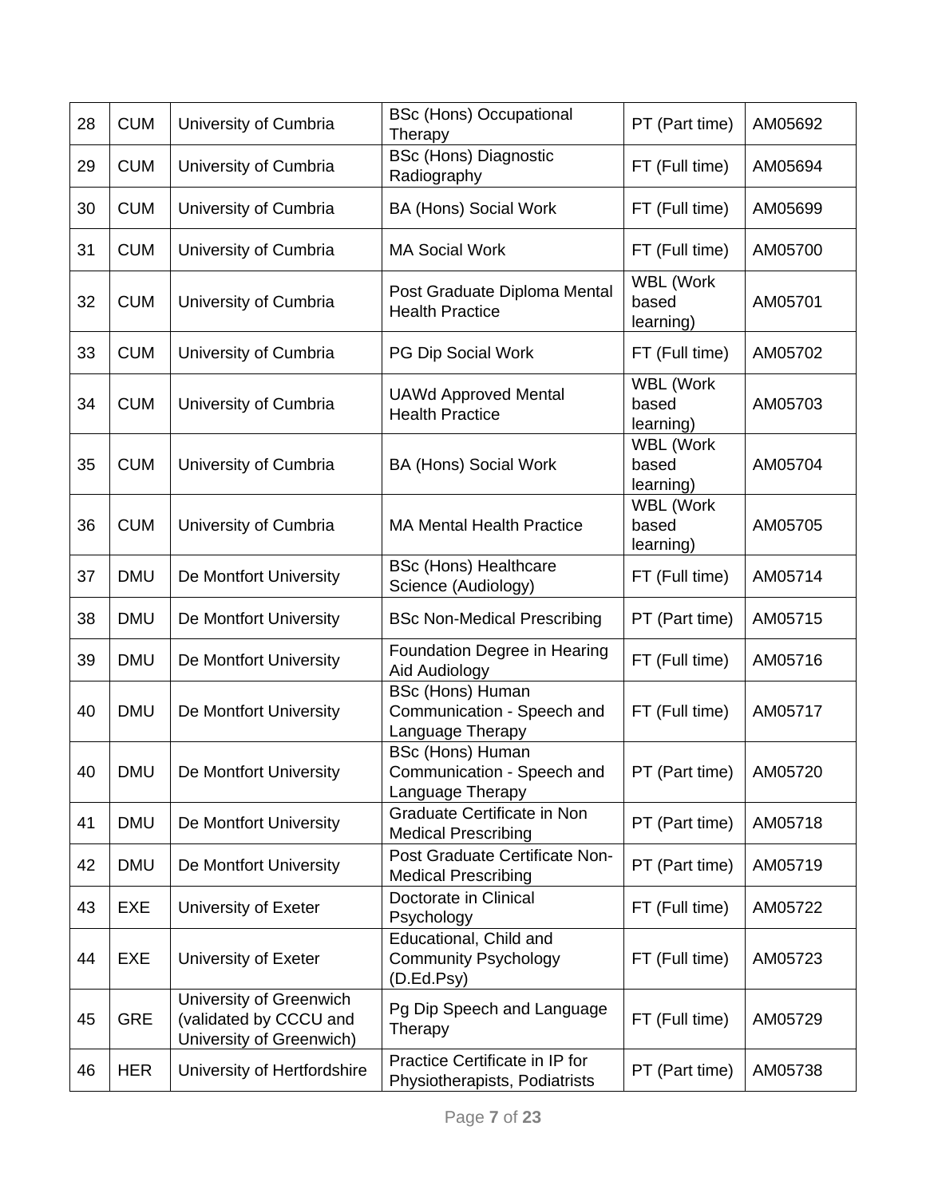| 28 | CUM | University of Cumbria | BSc (Hons) Occupational Therapy | PT (Part time) | AM05692 |
|---|---|---|---|---|---|
| 29 | CUM | University of Cumbria | BSc (Hons) Diagnostic Radiography | FT (Full time) | AM05694 |
| 30 | CUM | University of Cumbria | BA (Hons) Social Work | FT (Full time) | AM05699 |
| 31 | CUM | University of Cumbria | MA Social Work | FT (Full time) | AM05700 |
| 32 | CUM | University of Cumbria | Post Graduate Diploma Mental Health Practice | WBL (Work based learning) | AM05701 |
| 33 | CUM | University of Cumbria | PG Dip Social Work | FT (Full time) | AM05702 |
| 34 | CUM | University of Cumbria | UAWd Approved Mental Health Practice | WBL (Work based learning) | AM05703 |
| 35 | CUM | University of Cumbria | BA (Hons) Social Work | WBL (Work based learning) | AM05704 |
| 36 | CUM | University of Cumbria | MA Mental Health Practice | WBL (Work based learning) | AM05705 |
| 37 | DMU | De Montfort University | BSc (Hons) Healthcare Science (Audiology) | FT (Full time) | AM05714 |
| 38 | DMU | De Montfort University | BSc Non-Medical Prescribing | PT (Part time) | AM05715 |
| 39 | DMU | De Montfort University | Foundation Degree in Hearing Aid Audiology | FT (Full time) | AM05716 |
| 40 | DMU | De Montfort University | BSc (Hons) Human Communication - Speech and Language Therapy | FT (Full time) | AM05717 |
| 40 | DMU | De Montfort University | BSc (Hons) Human Communication - Speech and Language Therapy | PT (Part time) | AM05720 |
| 41 | DMU | De Montfort University | Graduate Certificate in Non Medical Prescribing | PT (Part time) | AM05718 |
| 42 | DMU | De Montfort University | Post Graduate Certificate Non-Medical Prescribing | PT (Part time) | AM05719 |
| 43 | EXE | University of Exeter | Doctorate in Clinical Psychology | FT (Full time) | AM05722 |
| 44 | EXE | University of Exeter | Educational, Child and Community Psychology (D.Ed.Psy) | FT (Full time) | AM05723 |
| 45 | GRE | University of Greenwich (validated by CCCU and University of Greenwich) | Pg Dip Speech and Language Therapy | FT (Full time) | AM05729 |
| 46 | HER | University of Hertfordshire | Practice Certificate in IP for Physiotherapists, Podiatrists | PT (Part time) | AM05738 |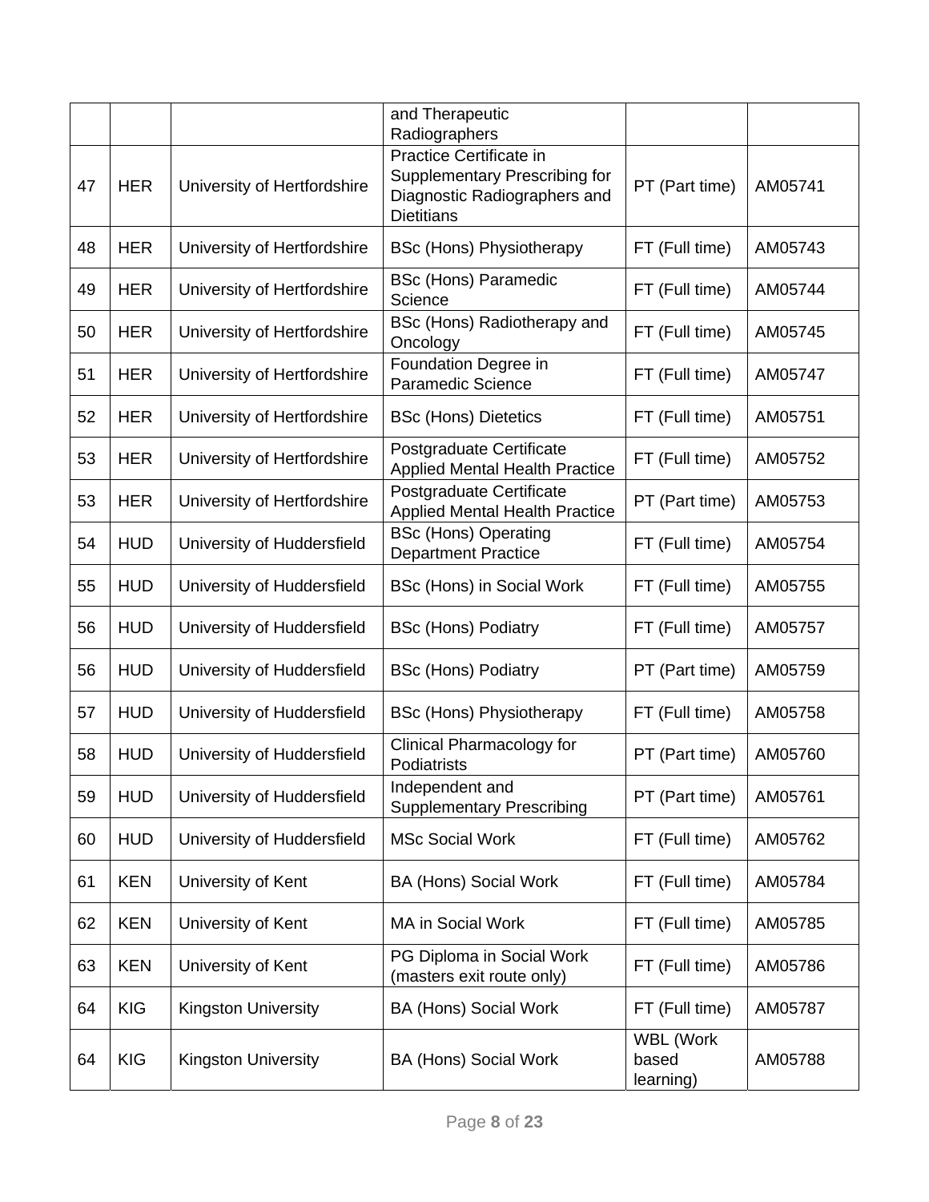| | | | and Therapeutic Radiographers | | |
|---|---|---|---|---|---|
| 47 | HER | University of Hertfordshire | Practice Certificate in Supplementary Prescribing for Diagnostic Radiographers and Dietitians | PT (Part time) | AM05741 |
| 48 | HER | University of Hertfordshire | BSc (Hons) Physiotherapy | FT (Full time) | AM05743 |
| 49 | HER | University of Hertfordshire | BSc (Hons) Paramedic Science | FT (Full time) | AM05744 |
| 50 | HER | University of Hertfordshire | BSc (Hons) Radiotherapy and Oncology | FT (Full time) | AM05745 |
| 51 | HER | University of Hertfordshire | Foundation Degree in Paramedic Science | FT (Full time) | AM05747 |
| 52 | HER | University of Hertfordshire | BSc (Hons) Dietetics | FT (Full time) | AM05751 |
| 53 | HER | University of Hertfordshire | Postgraduate Certificate Applied Mental Health Practice | FT (Full time) | AM05752 |
| 53 | HER | University of Hertfordshire | Postgraduate Certificate Applied Mental Health Practice | PT (Part time) | AM05753 |
| 54 | HUD | University of Huddersfield | BSc (Hons) Operating Department Practice | FT (Full time) | AM05754 |
| 55 | HUD | University of Huddersfield | BSc (Hons) in Social Work | FT (Full time) | AM05755 |
| 56 | HUD | University of Huddersfield | BSc (Hons) Podiatry | FT (Full time) | AM05757 |
| 56 | HUD | University of Huddersfield | BSc (Hons) Podiatry | PT (Part time) | AM05759 |
| 57 | HUD | University of Huddersfield | BSc (Hons) Physiotherapy | FT (Full time) | AM05758 |
| 58 | HUD | University of Huddersfield | Clinical Pharmacology for Podiatrists | PT (Part time) | AM05760 |
| 59 | HUD | University of Huddersfield | Independent and Supplementary Prescribing | PT (Part time) | AM05761 |
| 60 | HUD | University of Huddersfield | MSc Social Work | FT (Full time) | AM05762 |
| 61 | KEN | University of Kent | BA (Hons) Social Work | FT (Full time) | AM05784 |
| 62 | KEN | University of Kent | MA in Social Work | FT (Full time) | AM05785 |
| 63 | KEN | University of Kent | PG Diploma in Social Work (masters exit route only) | FT (Full time) | AM05786 |
| 64 | KIG | Kingston University | BA (Hons) Social Work | FT (Full time) | AM05787 |
| 64 | KIG | Kingston University | BA (Hons) Social Work | WBL (Work based learning) | AM05788 |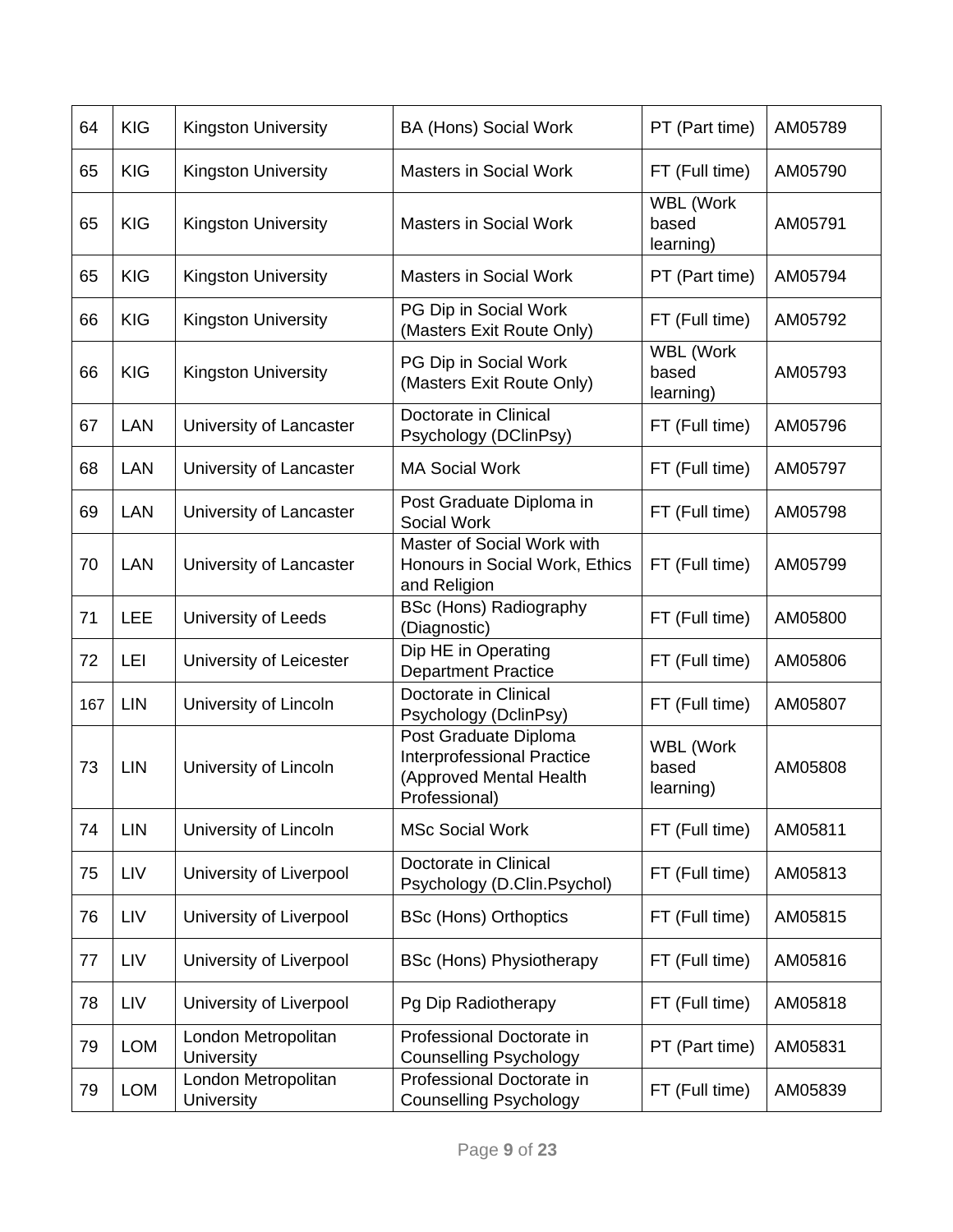| 64 | KIG | Kingston University | BA (Hons) Social Work | PT (Part time) | AM05789 |
|---|---|---|---|---|---|
| 65 | KIG | Kingston University | Masters in Social Work | FT (Full time) | AM05790 |
| 65 | KIG | Kingston University | Masters in Social Work | WBL (Work based learning) | AM05791 |
| 65 | KIG | Kingston University | Masters in Social Work | PT (Part time) | AM05794 |
| 66 | KIG | Kingston University | PG Dip in Social Work (Masters Exit Route Only) | FT (Full time) | AM05792 |
| 66 | KIG | Kingston University | PG Dip in Social Work (Masters Exit Route Only) | WBL (Work based learning) | AM05793 |
| 67 | LAN | University of Lancaster | Doctorate in Clinical Psychology (DClinPsy) | FT (Full time) | AM05796 |
| 68 | LAN | University of Lancaster | MA Social Work | FT (Full time) | AM05797 |
| 69 | LAN | University of Lancaster | Post Graduate Diploma in Social Work | FT (Full time) | AM05798 |
| 70 | LAN | University of Lancaster | Master of Social Work with Honours in Social Work, Ethics and Religion | FT (Full time) | AM05799 |
| 71 | LEE | University of Leeds | BSc (Hons) Radiography (Diagnostic) | FT (Full time) | AM05800 |
| 72 | LEI | University of Leicester | Dip HE in Operating Department Practice | FT (Full time) | AM05806 |
| 167 | LIN | University of Lincoln | Doctorate in Clinical Psychology (DclinPsy) | FT (Full time) | AM05807 |
| 73 | LIN | University of Lincoln | Post Graduate Diploma Interprofessional Practice (Approved Mental Health Professional) | WBL (Work based learning) | AM05808 |
| 74 | LIN | University of Lincoln | MSc Social Work | FT (Full time) | AM05811 |
| 75 | LIV | University of Liverpool | Doctorate in Clinical Psychology (D.Clin.Psychol) | FT (Full time) | AM05813 |
| 76 | LIV | University of Liverpool | BSc (Hons) Orthoptics | FT (Full time) | AM05815 |
| 77 | LIV | University of Liverpool | BSc (Hons) Physiotherapy | FT (Full time) | AM05816 |
| 78 | LIV | University of Liverpool | Pg Dip Radiotherapy | FT (Full time) | AM05818 |
| 79 | LOM | London Metropolitan University | Professional Doctorate in Counselling Psychology | PT (Part time) | AM05831 |
| 79 | LOM | London Metropolitan University | Professional Doctorate in Counselling Psychology | FT (Full time) | AM05839 |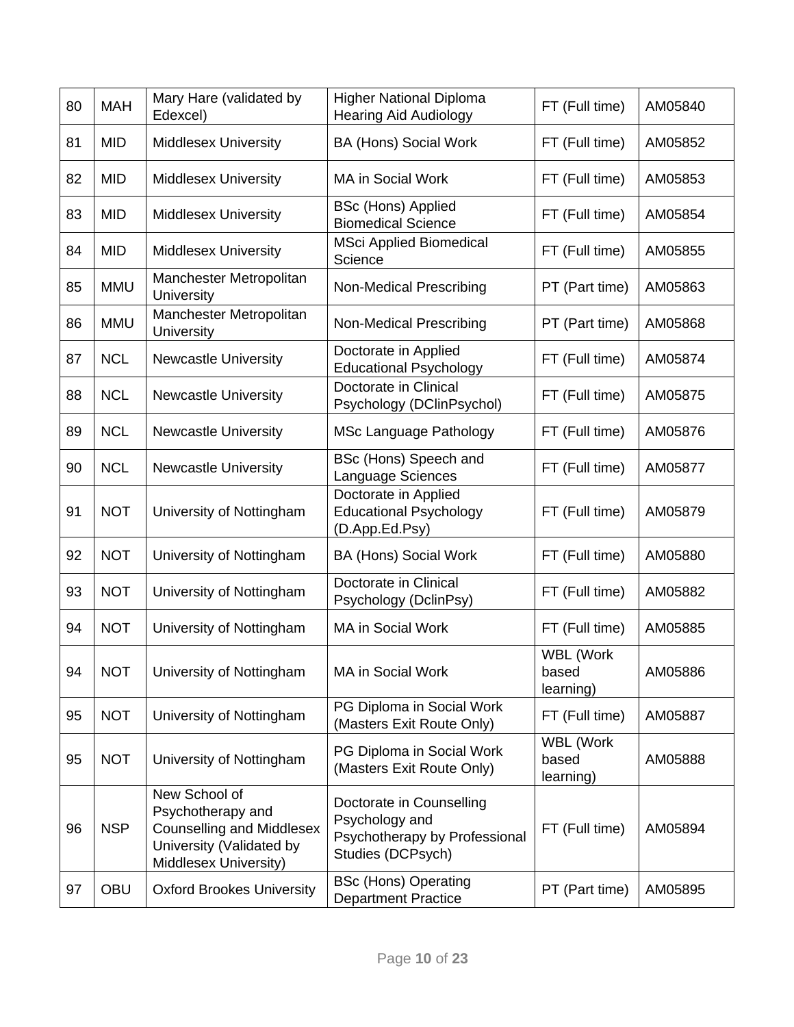| 80 | MAH | Mary Hare (validated by Edexcel) | Higher National Diploma Hearing Aid Audiology | FT (Full time) | AM05840 |
|---|---|---|---|---|---|
| 81 | MID | Middlesex University | BA (Hons) Social Work | FT (Full time) | AM05852 |
| 82 | MID | Middlesex University | MA in Social Work | FT (Full time) | AM05853 |
| 83 | MID | Middlesex University | BSc (Hons) Applied Biomedical Science | FT (Full time) | AM05854 |
| 84 | MID | Middlesex University | MSci Applied Biomedical Science | FT (Full time) | AM05855 |
| 85 | MMU | Manchester Metropolitan University | Non-Medical Prescribing | PT (Part time) | AM05863 |
| 86 | MMU | Manchester Metropolitan University | Non-Medical Prescribing | PT (Part time) | AM05868 |
| 87 | NCL | Newcastle University | Doctorate in Applied Educational Psychology | FT (Full time) | AM05874 |
| 88 | NCL | Newcastle University | Doctorate in Clinical Psychology (DClinPsychol) | FT (Full time) | AM05875 |
| 89 | NCL | Newcastle University | MSc Language Pathology | FT (Full time) | AM05876 |
| 90 | NCL | Newcastle University | BSc (Hons) Speech and Language Sciences | FT (Full time) | AM05877 |
| 91 | NOT | University of Nottingham | Doctorate in Applied Educational Psychology (D.App.Ed.Psy) | FT (Full time) | AM05879 |
| 92 | NOT | University of Nottingham | BA (Hons) Social Work | FT (Full time) | AM05880 |
| 93 | NOT | University of Nottingham | Doctorate in Clinical Psychology (DclinPsy) | FT (Full time) | AM05882 |
| 94 | NOT | University of Nottingham | MA in Social Work | FT (Full time) | AM05885 |
| 94 | NOT | University of Nottingham | MA in Social Work | WBL (Work based learning) | AM05886 |
| 95 | NOT | University of Nottingham | PG Diploma in Social Work (Masters Exit Route Only) | FT (Full time) | AM05887 |
| 95 | NOT | University of Nottingham | PG Diploma in Social Work (Masters Exit Route Only) | WBL (Work based learning) | AM05888 |
| 96 | NSP | New School of Psychotherapy and Counselling and Middlesex University (Validated by Middlesex University) | Doctorate in Counselling Psychology and Psychotherapy by Professional Studies (DCPsych) | FT (Full time) | AM05894 |
| 97 | OBU | Oxford Brookes University | BSc (Hons) Operating Department Practice | PT (Part time) | AM05895 |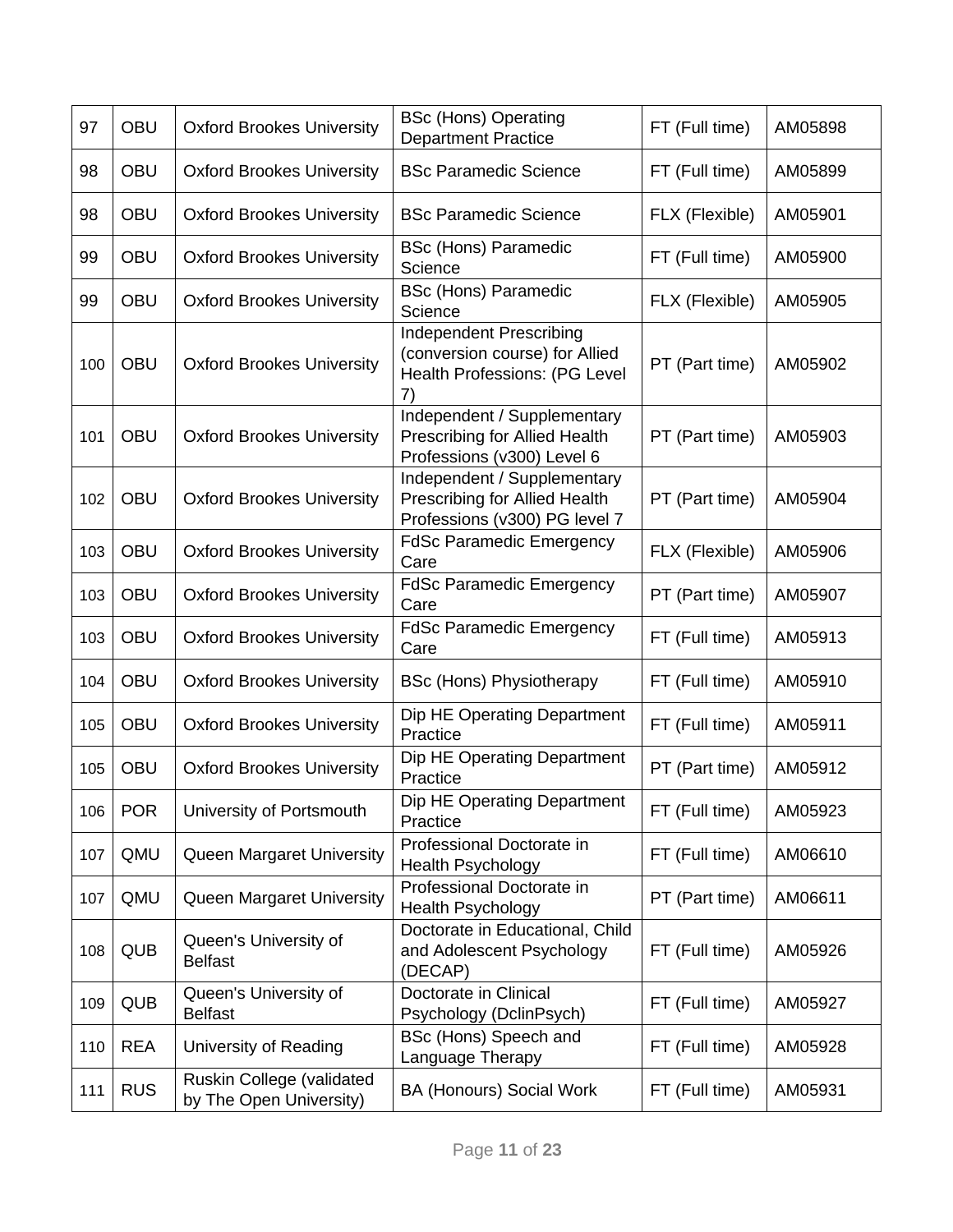| 97 | OBU | Oxford Brookes University | BSc (Hons) Operating Department Practice | FT (Full time) | AM05898 |
|---|---|---|---|---|---|
| 98 | OBU | Oxford Brookes University | BSc Paramedic Science | FT (Full time) | AM05899 |
| 98 | OBU | Oxford Brookes University | BSc Paramedic Science | FLX (Flexible) | AM05901 |
| 99 | OBU | Oxford Brookes University | BSc (Hons) Paramedic Science | FT (Full time) | AM05900 |
| 99 | OBU | Oxford Brookes University | BSc (Hons) Paramedic Science | FLX (Flexible) | AM05905 |
| 100 | OBU | Oxford Brookes University | Independent Prescribing (conversion course) for Allied Health Professions: (PG Level 7) | PT (Part time) | AM05902 |
| 101 | OBU | Oxford Brookes University | Independent / Supplementary Prescribing for Allied Health Professions (v300) Level 6 | PT (Part time) | AM05903 |
| 102 | OBU | Oxford Brookes University | Independent / Supplementary Prescribing for Allied Health Professions (v300) PG level 7 | PT (Part time) | AM05904 |
| 103 | OBU | Oxford Brookes University | FdSc Paramedic Emergency Care | FLX (Flexible) | AM05906 |
| 103 | OBU | Oxford Brookes University | FdSc Paramedic Emergency Care | PT (Part time) | AM05907 |
| 103 | OBU | Oxford Brookes University | FdSc Paramedic Emergency Care | FT (Full time) | AM05913 |
| 104 | OBU | Oxford Brookes University | BSc (Hons) Physiotherapy | FT (Full time) | AM05910 |
| 105 | OBU | Oxford Brookes University | Dip HE Operating Department Practice | FT (Full time) | AM05911 |
| 105 | OBU | Oxford Brookes University | Dip HE Operating Department Practice | PT (Part time) | AM05912 |
| 106 | POR | University of Portsmouth | Dip HE Operating Department Practice | FT (Full time) | AM05923 |
| 107 | QMU | Queen Margaret University | Professional Doctorate in Health Psychology | FT (Full time) | AM06610 |
| 107 | QMU | Queen Margaret University | Professional Doctorate in Health Psychology | PT (Part time) | AM06611 |
| 108 | QUB | Queen's University of Belfast | Doctorate in Educational, Child and Adolescent Psychology (DECAP) | FT (Full time) | AM05926 |
| 109 | QUB | Queen's University of Belfast | Doctorate in Clinical Psychology (DclinPsych) | FT (Full time) | AM05927 |
| 110 | REA | University of Reading | BSc (Hons) Speech and Language Therapy | FT (Full time) | AM05928 |
| 111 | RUS | Ruskin College (validated by The Open University) | BA (Honours) Social Work | FT (Full time) | AM05931 |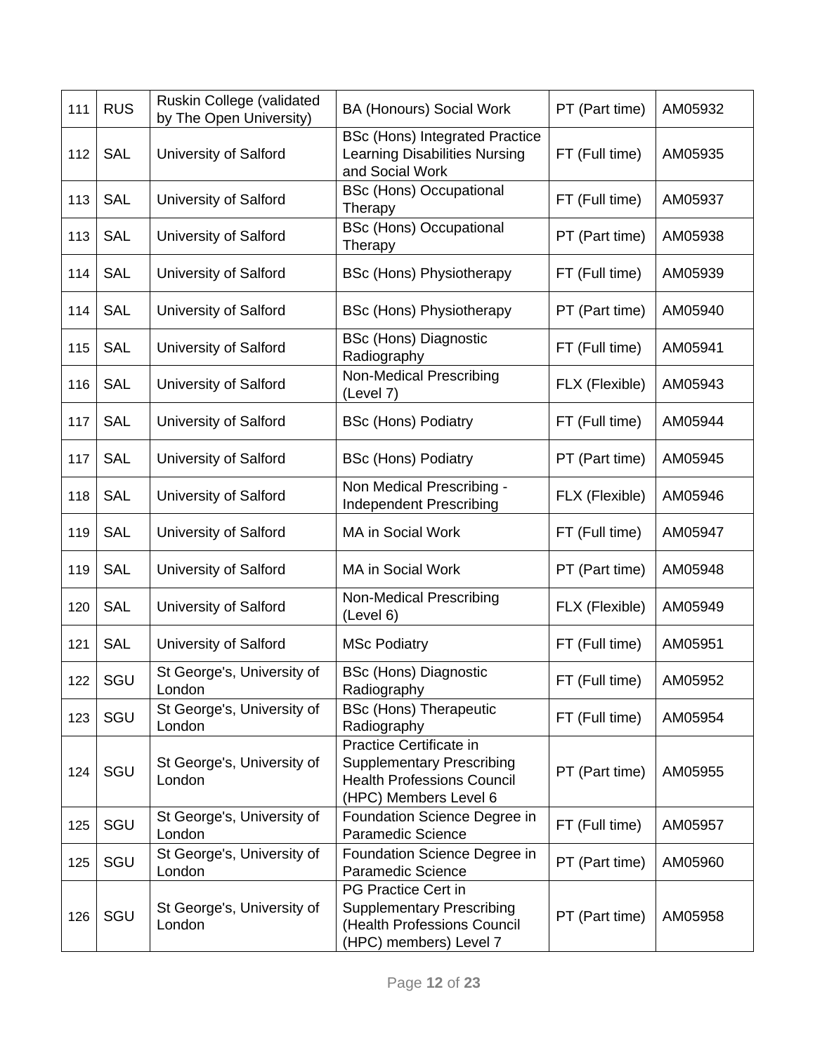| 111 | RUS | Ruskin College (validated by The Open University) | BA (Honours) Social Work | PT (Part time) | AM05932 |
|---|---|---|---|---|---|
| 112 | SAL | University of Salford | BSc (Hons) Integrated Practice Learning Disabilities Nursing and Social Work | FT (Full time) | AM05935 |
| 113 | SAL | University of Salford | BSc (Hons) Occupational Therapy | FT (Full time) | AM05937 |
| 113 | SAL | University of Salford | BSc (Hons) Occupational Therapy | PT (Part time) | AM05938 |
| 114 | SAL | University of Salford | BSc (Hons) Physiotherapy | FT (Full time) | AM05939 |
| 114 | SAL | University of Salford | BSc (Hons) Physiotherapy | PT (Part time) | AM05940 |
| 115 | SAL | University of Salford | BSc (Hons) Diagnostic Radiography | FT (Full time) | AM05941 |
| 116 | SAL | University of Salford | Non-Medical Prescribing (Level 7) | FLX (Flexible) | AM05943 |
| 117 | SAL | University of Salford | BSc (Hons) Podiatry | FT (Full time) | AM05944 |
| 117 | SAL | University of Salford | BSc (Hons) Podiatry | PT (Part time) | AM05945 |
| 118 | SAL | University of Salford | Non Medical Prescribing - Independent Prescribing | FLX (Flexible) | AM05946 |
| 119 | SAL | University of Salford | MA in Social Work | FT (Full time) | AM05947 |
| 119 | SAL | University of Salford | MA in Social Work | PT (Part time) | AM05948 |
| 120 | SAL | University of Salford | Non-Medical Prescribing (Level 6) | FLX (Flexible) | AM05949 |
| 121 | SAL | University of Salford | MSc Podiatry | FT (Full time) | AM05951 |
| 122 | SGU | St George's, University of London | BSc (Hons) Diagnostic Radiography | FT (Full time) | AM05952 |
| 123 | SGU | St George's, University of London | BSc (Hons) Therapeutic Radiography | FT (Full time) | AM05954 |
| 124 | SGU | St George's, University of London | Practice Certificate in Supplementary Prescribing Health Professions Council (HPC) Members Level 6 | PT (Part time) | AM05955 |
| 125 | SGU | St George's, University of London | Foundation Science Degree in Paramedic Science | FT (Full time) | AM05957 |
| 125 | SGU | St George's, University of London | Foundation Science Degree in Paramedic Science | PT (Part time) | AM05960 |
| 126 | SGU | St George's, University of London | PG Practice Cert in Supplementary Prescribing (Health Professions Council (HPC) members) Level 7 | PT (Part time) | AM05958 |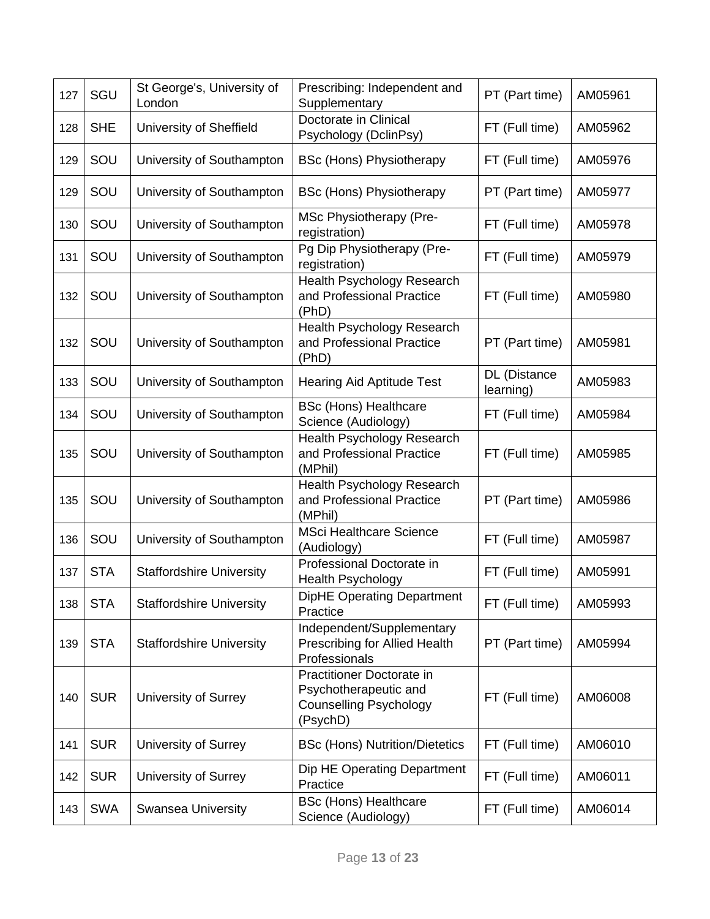| 127 | SGU | St George's, University of London | Prescribing: Independent and Supplementary | PT (Part time) | AM05961 |
|---|---|---|---|---|---|
| 128 | SHE | University of Sheffield | Doctorate in Clinical Psychology (DclinPsy) | FT (Full time) | AM05962 |
| 129 | SOU | University of Southampton | BSc (Hons) Physiotherapy | FT (Full time) | AM05976 |
| 129 | SOU | University of Southampton | BSc (Hons) Physiotherapy | PT (Part time) | AM05977 |
| 130 | SOU | University of Southampton | MSc Physiotherapy (Pre-registration) | FT (Full time) | AM05978 |
| 131 | SOU | University of Southampton | Pg Dip Physiotherapy (Pre-registration) | FT (Full time) | AM05979 |
| 132 | SOU | University of Southampton | Health Psychology Research and Professional Practice (PhD) | FT (Full time) | AM05980 |
| 132 | SOU | University of Southampton | Health Psychology Research and Professional Practice (PhD) | PT (Part time) | AM05981 |
| 133 | SOU | University of Southampton | Hearing Aid Aptitude Test | DL (Distance learning) | AM05983 |
| 134 | SOU | University of Southampton | BSc (Hons) Healthcare Science (Audiology) | FT (Full time) | AM05984 |
| 135 | SOU | University of Southampton | Health Psychology Research and Professional Practice (MPhil) | FT (Full time) | AM05985 |
| 135 | SOU | University of Southampton | Health Psychology Research and Professional Practice (MPhil) | PT (Part time) | AM05986 |
| 136 | SOU | University of Southampton | MSci Healthcare Science (Audiology) | FT (Full time) | AM05987 |
| 137 | STA | Staffordshire University | Professional Doctorate in Health Psychology | FT (Full time) | AM05991 |
| 138 | STA | Staffordshire University | DipHE Operating Department Practice | FT (Full time) | AM05993 |
| 139 | STA | Staffordshire University | Independent/Supplementary Prescribing for Allied Health Professionals | PT (Part time) | AM05994 |
| 140 | SUR | University of Surrey | Practitioner Doctorate in Psychotherapeutic and Counselling Psychology (PsychD) | FT (Full time) | AM06008 |
| 141 | SUR | University of Surrey | BSc (Hons) Nutrition/Dietetics | FT (Full time) | AM06010 |
| 142 | SUR | University of Surrey | Dip HE Operating Department Practice | FT (Full time) | AM06011 |
| 143 | SWA | Swansea University | BSc (Hons) Healthcare Science (Audiology) | FT (Full time) | AM06014 |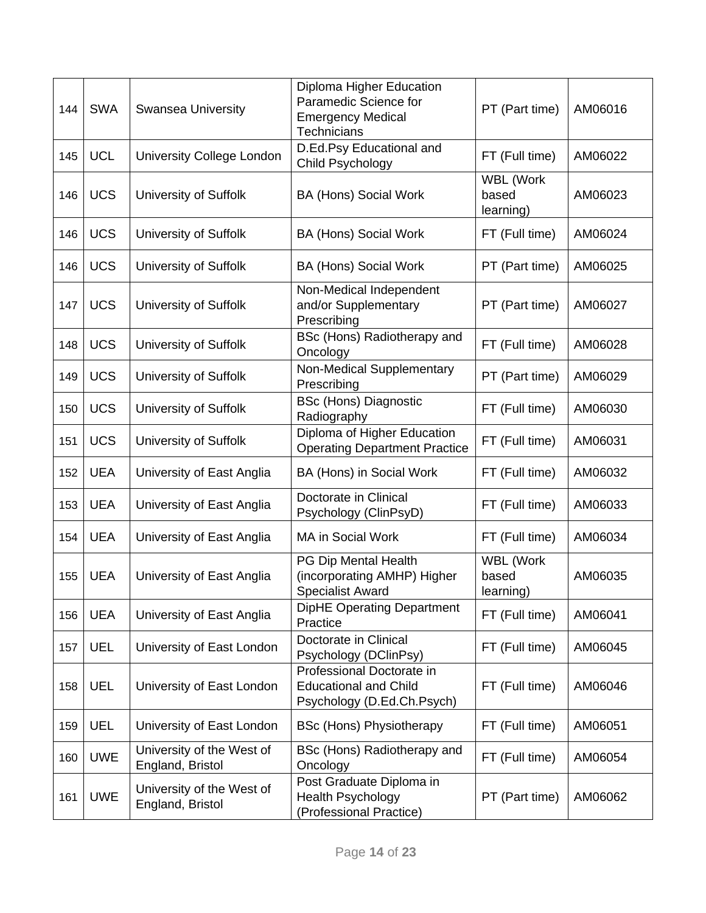| | | | | | |
|---|---|---|---|---|---|
| 144 | SWA | Swansea University | Diploma Higher Education Paramedic Science for Emergency Medical Technicians | PT (Part time) | AM06016 |
| 145 | UCL | University College London | D.Ed.Psy Educational and Child Psychology | FT (Full time) | AM06022 |
| 146 | UCS | University of Suffolk | BA (Hons) Social Work | WBL (Work based learning) | AM06023 |
| 146 | UCS | University of Suffolk | BA (Hons) Social Work | FT (Full time) | AM06024 |
| 146 | UCS | University of Suffolk | BA (Hons) Social Work | PT (Part time) | AM06025 |
| 147 | UCS | University of Suffolk | Non-Medical Independent and/or Supplementary Prescribing | PT (Part time) | AM06027 |
| 148 | UCS | University of Suffolk | BSc (Hons) Radiotherapy and Oncology | FT (Full time) | AM06028 |
| 149 | UCS | University of Suffolk | Non-Medical Supplementary Prescribing | PT (Part time) | AM06029 |
| 150 | UCS | University of Suffolk | BSc (Hons) Diagnostic Radiography | FT (Full time) | AM06030 |
| 151 | UCS | University of Suffolk | Diploma of Higher Education Operating Department Practice | FT (Full time) | AM06031 |
| 152 | UEA | University of East Anglia | BA (Hons) in Social Work | FT (Full time) | AM06032 |
| 153 | UEA | University of East Anglia | Doctorate in Clinical Psychology (ClinPsyD) | FT (Full time) | AM06033 |
| 154 | UEA | University of East Anglia | MA in Social Work | FT (Full time) | AM06034 |
| 155 | UEA | University of East Anglia | PG Dip Mental Health (incorporating AMHP) Higher Specialist Award | WBL (Work based learning) | AM06035 |
| 156 | UEA | University of East Anglia | DipHE Operating Department Practice | FT (Full time) | AM06041 |
| 157 | UEL | University of East London | Doctorate in Clinical Psychology (DClinPsy) | FT (Full time) | AM06045 |
| 158 | UEL | University of East London | Professional Doctorate in Educational and Child Psychology (D.Ed.Ch.Psych) | FT (Full time) | AM06046 |
| 159 | UEL | University of East London | BSc (Hons) Physiotherapy | FT (Full time) | AM06051 |
| 160 | UWE | University of the West of England, Bristol | BSc (Hons) Radiotherapy and Oncology | FT (Full time) | AM06054 |
| 161 | UWE | University of the West of England, Bristol | Post Graduate Diploma in Health Psychology (Professional Practice) | PT (Part time) | AM06062 |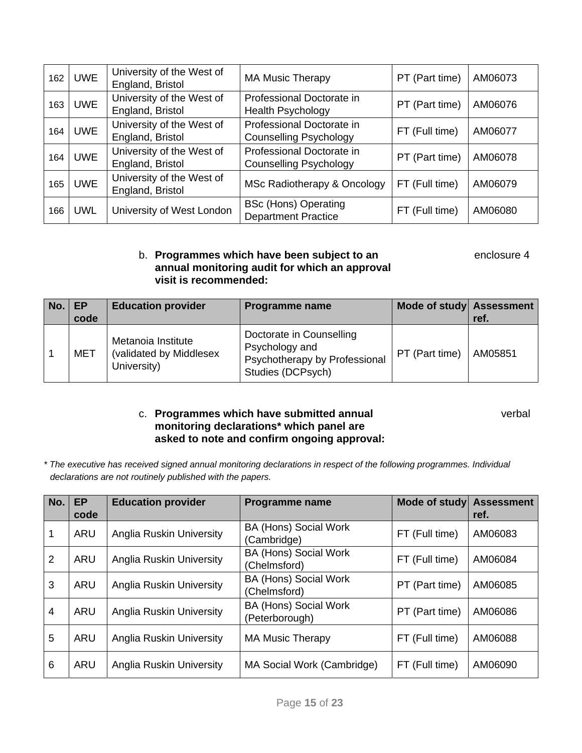| | | | | | |
|---|---|---|---|---|---|
| 162 | UWE | University of the West of England, Bristol | MA Music Therapy | PT (Part time) | AM06073 |
| 163 | UWE | University of the West of England, Bristol | Professional Doctorate in Health Psychology | PT (Part time) | AM06076 |
| 164 | UWE | University of the West of England, Bristol | Professional Doctorate in Counselling Psychology | FT (Full time) | AM06077 |
| 164 | UWE | University of the West of England, Bristol | Professional Doctorate in Counselling Psychology | PT (Part time) | AM06078 |
| 165 | UWE | University of the West of England, Bristol | MSc Radiotherapy & Oncology | FT (Full time) | AM06079 |
| 166 | UWL | University of West London | BSc (Hons) Operating Department Practice | FT (Full time) | AM06080 |

b. **Programmes which have been subject to an annual monitoring audit for which an approval visit is recommended:** — enclosure 4

| No. | EP code | Education provider | Programme name | Mode of study | Assessment ref. |
|---|---|---|---|---|---|
| 1 | MET | Metanoia Institute (validated by Middlesex University) | Doctorate in Counselling Psychology and Psychotherapy by Professional Studies (DCPsych) | PT (Part time) | AM05851 |

c. **Programmes which have submitted annual monitoring declarations* which panel are asked to note and confirm ongoing approval:** — verbal

*\* The executive has received signed annual monitoring declarations in respect of the following programmes. Individual declarations are not routinely published with the papers.*

| No. | EP code | Education provider | Programme name | Mode of study | Assessment ref. |
|---|---|---|---|---|---|
| 1 | ARU | Anglia Ruskin University | BA (Hons) Social Work (Cambridge) | FT (Full time) | AM06083 |
| 2 | ARU | Anglia Ruskin University | BA (Hons) Social Work (Chelmsford) | FT (Full time) | AM06084 |
| 3 | ARU | Anglia Ruskin University | BA (Hons) Social Work (Chelmsford) | PT (Part time) | AM06085 |
| 4 | ARU | Anglia Ruskin University | BA (Hons) Social Work (Peterborough) | PT (Part time) | AM06086 |
| 5 | ARU | Anglia Ruskin University | MA Music Therapy | FT (Full time) | AM06088 |
| 6 | ARU | Anglia Ruskin University | MA Social Work (Cambridge) | FT (Full time) | AM06090 |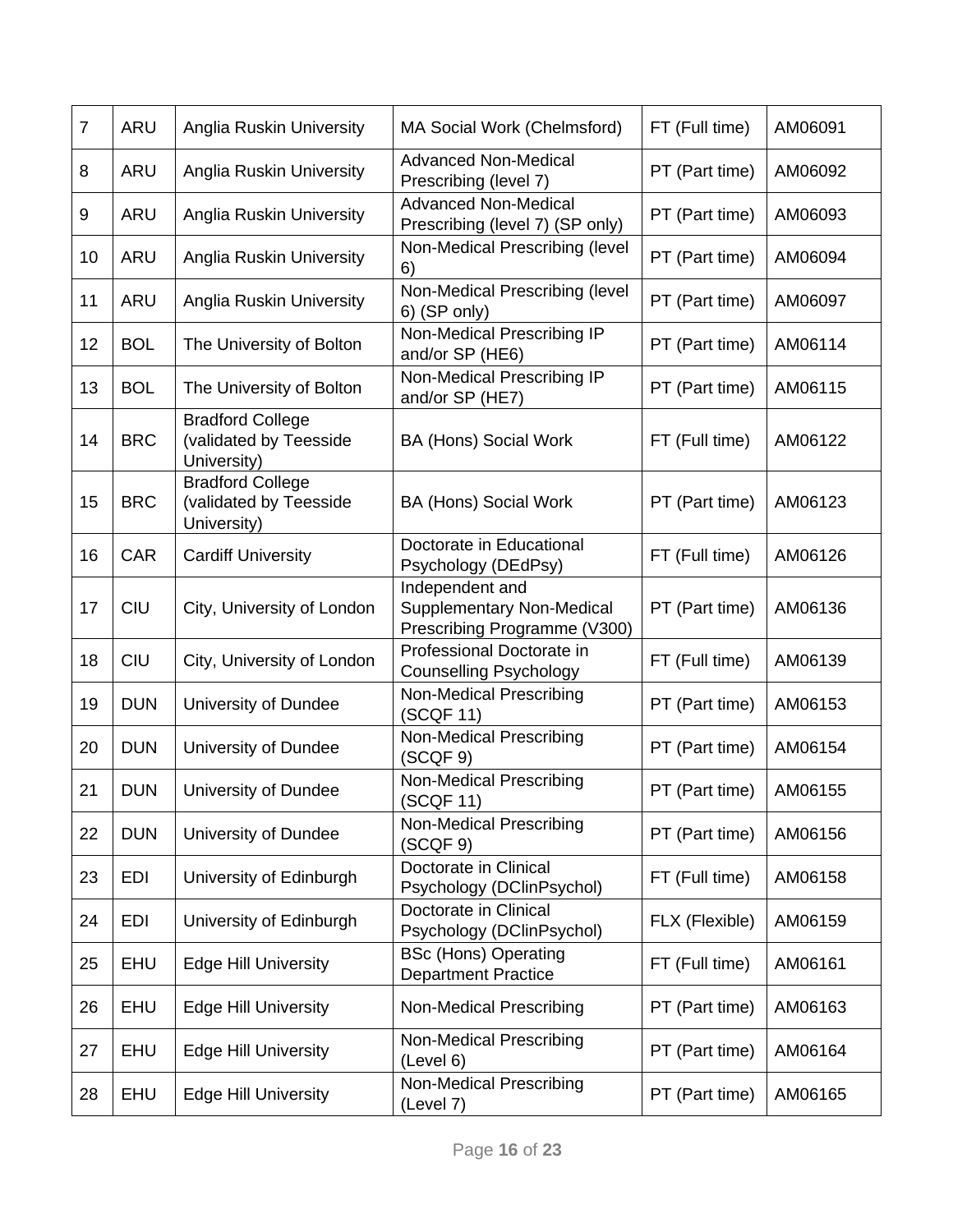| 7 | ARU | Anglia Ruskin University | MA Social Work (Chelmsford) | FT (Full time) | AM06091 |
|---|---|---|---|---|---|
| 8 | ARU | Anglia Ruskin University | Advanced Non-Medical Prescribing (level 7) | PT (Part time) | AM06092 |
| 9 | ARU | Anglia Ruskin University | Advanced Non-Medical Prescribing (level 7) (SP only) | PT (Part time) | AM06093 |
| 10 | ARU | Anglia Ruskin University | Non-Medical Prescribing (level 6) | PT (Part time) | AM06094 |
| 11 | ARU | Anglia Ruskin University | Non-Medical Prescribing (level 6) (SP only) | PT (Part time) | AM06097 |
| 12 | BOL | The University of Bolton | Non-Medical Prescribing IP and/or SP (HE6) | PT (Part time) | AM06114 |
| 13 | BOL | The University of Bolton | Non-Medical Prescribing IP and/or SP (HE7) | PT (Part time) | AM06115 |
| 14 | BRC | Bradford College (validated by Teesside University) | BA (Hons) Social Work | FT (Full time) | AM06122 |
| 15 | BRC | Bradford College (validated by Teesside University) | BA (Hons) Social Work | PT (Part time) | AM06123 |
| 16 | CAR | Cardiff University | Doctorate in Educational Psychology (DEdPsy) | FT (Full time) | AM06126 |
| 17 | CIU | City, University of London | Independent and Supplementary Non-Medical Prescribing Programme (V300) | PT (Part time) | AM06136 |
| 18 | CIU | City, University of London | Professional Doctorate in Counselling Psychology | FT (Full time) | AM06139 |
| 19 | DUN | University of Dundee | Non-Medical Prescribing (SCQF 11) | PT (Part time) | AM06153 |
| 20 | DUN | University of Dundee | Non-Medical Prescribing (SCQF 9) | PT (Part time) | AM06154 |
| 21 | DUN | University of Dundee | Non-Medical Prescribing (SCQF 11) | PT (Part time) | AM06155 |
| 22 | DUN | University of Dundee | Non-Medical Prescribing (SCQF 9) | PT (Part time) | AM06156 |
| 23 | EDI | University of Edinburgh | Doctorate in Clinical Psychology (DClinPsychol) | FT (Full time) | AM06158 |
| 24 | EDI | University of Edinburgh | Doctorate in Clinical Psychology (DClinPsychol) | FLX (Flexible) | AM06159 |
| 25 | EHU | Edge Hill University | BSc (Hons) Operating Department Practice | FT (Full time) | AM06161 |
| 26 | EHU | Edge Hill University | Non-Medical Prescribing | PT (Part time) | AM06163 |
| 27 | EHU | Edge Hill University | Non-Medical Prescribing (Level 6) | PT (Part time) | AM06164 |
| 28 | EHU | Edge Hill University | Non-Medical Prescribing (Level 7) | PT (Part time) | AM06165 |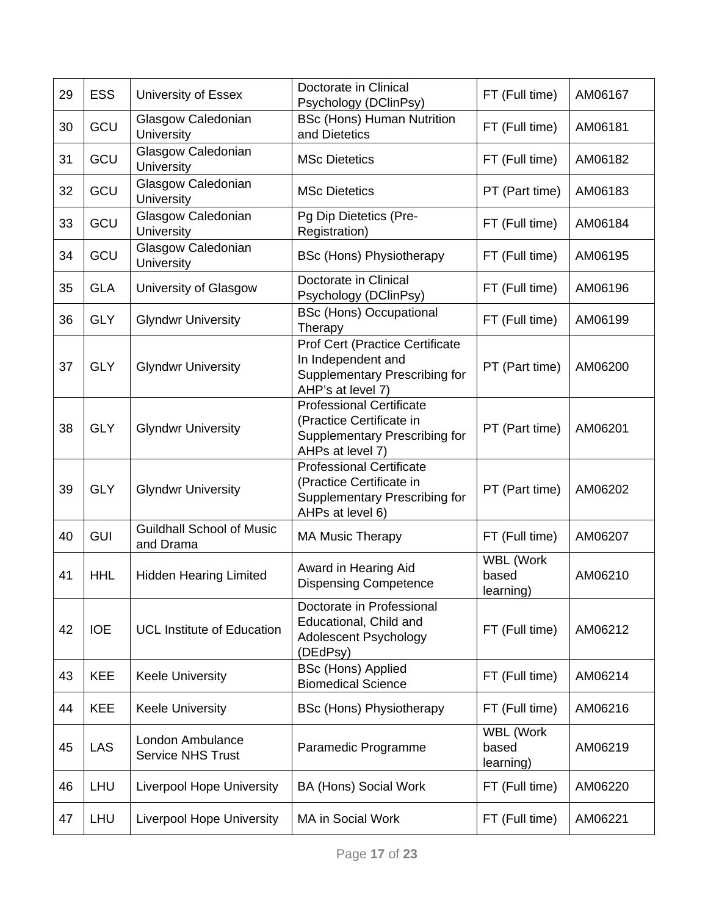| 29 | ESS | University of Essex | Doctorate in Clinical Psychology (DClinPsy) | FT (Full time) | AM06167 |
|---|---|---|---|---|---|
| 30 | GCU | Glasgow Caledonian University | BSc (Hons) Human Nutrition and Dietetics | FT (Full time) | AM06181 |
| 31 | GCU | Glasgow Caledonian University | MSc Dietetics | FT (Full time) | AM06182 |
| 32 | GCU | Glasgow Caledonian University | MSc Dietetics | PT (Part time) | AM06183 |
| 33 | GCU | Glasgow Caledonian University | Pg Dip Dietetics (Pre-Registration) | FT (Full time) | AM06184 |
| 34 | GCU | Glasgow Caledonian University | BSc (Hons) Physiotherapy | FT (Full time) | AM06195 |
| 35 | GLA | University of Glasgow | Doctorate in Clinical Psychology (DClinPsy) | FT (Full time) | AM06196 |
| 36 | GLY | Glyndwr University | BSc (Hons) Occupational Therapy | FT (Full time) | AM06199 |
| 37 | GLY | Glyndwr University | Prof Cert (Practice Certificate In Independent and Supplementary Prescribing for AHP's at level 7) | PT (Part time) | AM06200 |
| 38 | GLY | Glyndwr University | Professional Certificate (Practice Certificate in Supplementary Prescribing for AHPs at level 7) | PT (Part time) | AM06201 |
| 39 | GLY | Glyndwr University | Professional Certificate (Practice Certificate in Supplementary Prescribing for AHPs at level 6) | PT (Part time) | AM06202 |
| 40 | GUI | Guildhall School of Music and Drama | MA Music Therapy | FT (Full time) | AM06207 |
| 41 | HHL | Hidden Hearing Limited | Award in Hearing Aid Dispensing Competence | WBL (Work based learning) | AM06210 |
| 42 | IOE | UCL Institute of Education | Doctorate in Professional Educational, Child and Adolescent Psychology (DEdPsy) | FT (Full time) | AM06212 |
| 43 | KEE | Keele University | BSc (Hons) Applied Biomedical Science | FT (Full time) | AM06214 |
| 44 | KEE | Keele University | BSc (Hons) Physiotherapy | FT (Full time) | AM06216 |
| 45 | LAS | London Ambulance Service NHS Trust | Paramedic Programme | WBL (Work based learning) | AM06219 |
| 46 | LHU | Liverpool Hope University | BA (Hons) Social Work | FT (Full time) | AM06220 |
| 47 | LHU | Liverpool Hope University | MA in Social Work | FT (Full time) | AM06221 |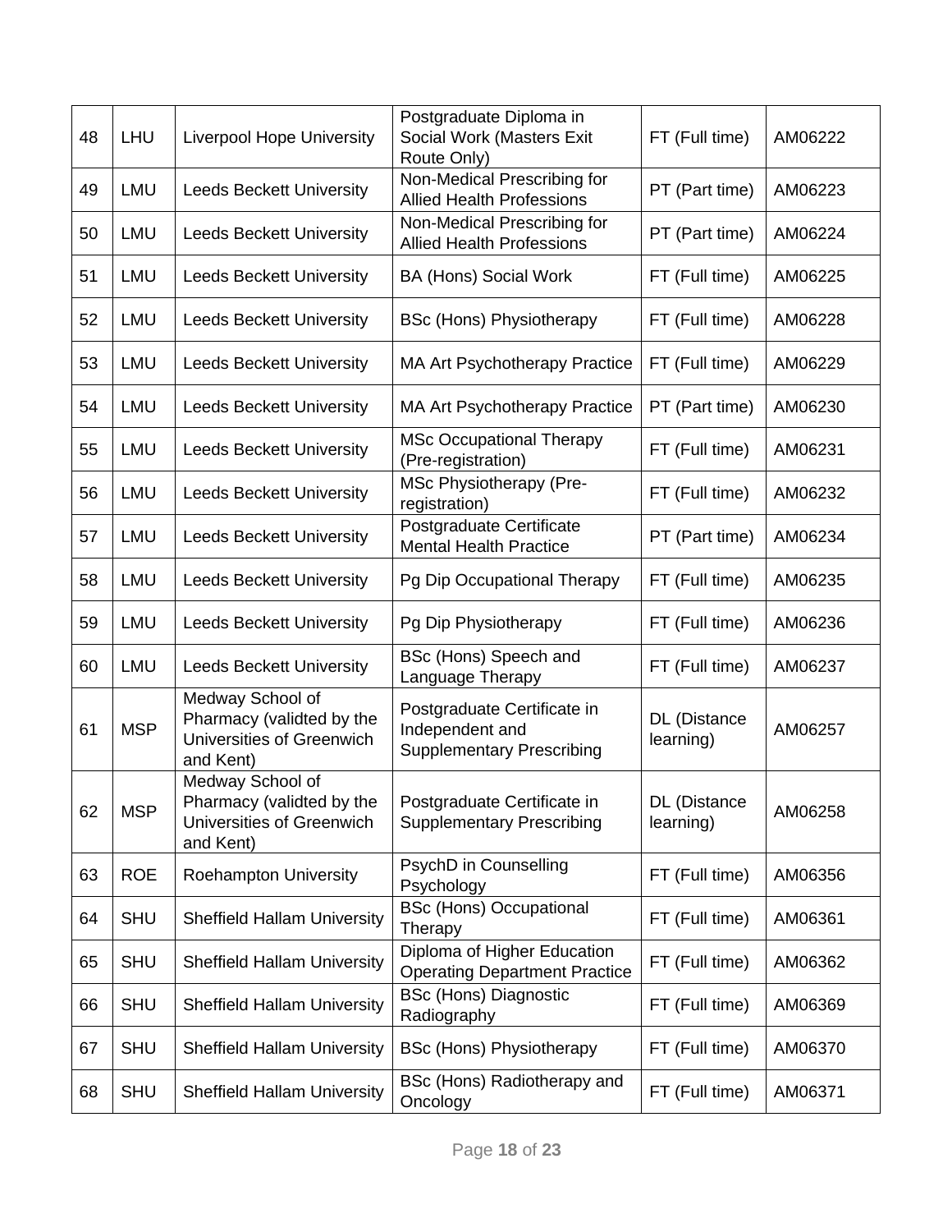| 48 | LHU | Liverpool Hope University | Postgraduate Diploma in Social Work (Masters Exit Route Only) | FT (Full time) | AM06222 |
|---|---|---|---|---|---|
| 49 | LMU | Leeds Beckett University | Non-Medical Prescribing for Allied Health Professions | PT (Part time) | AM06223 |
| 50 | LMU | Leeds Beckett University | Non-Medical Prescribing for Allied Health Professions | PT (Part time) | AM06224 |
| 51 | LMU | Leeds Beckett University | BA (Hons) Social Work | FT (Full time) | AM06225 |
| 52 | LMU | Leeds Beckett University | BSc (Hons) Physiotherapy | FT (Full time) | AM06228 |
| 53 | LMU | Leeds Beckett University | MA Art Psychotherapy Practice | FT (Full time) | AM06229 |
| 54 | LMU | Leeds Beckett University | MA Art Psychotherapy Practice | PT (Part time) | AM06230 |
| 55 | LMU | Leeds Beckett University | MSc Occupational Therapy (Pre-registration) | FT (Full time) | AM06231 |
| 56 | LMU | Leeds Beckett University | MSc Physiotherapy (Pre-registration) | FT (Full time) | AM06232 |
| 57 | LMU | Leeds Beckett University | Postgraduate Certificate Mental Health Practice | PT (Part time) | AM06234 |
| 58 | LMU | Leeds Beckett University | Pg Dip Occupational Therapy | FT (Full time) | AM06235 |
| 59 | LMU | Leeds Beckett University | Pg Dip Physiotherapy | FT (Full time) | AM06236 |
| 60 | LMU | Leeds Beckett University | BSc (Hons) Speech and Language Therapy | FT (Full time) | AM06237 |
| 61 | MSP | Medway School of Pharmacy (validted by the Universities of Greenwich and Kent) | Postgraduate Certificate in Independent and Supplementary Prescribing | DL (Distance learning) | AM06257 |
| 62 | MSP | Medway School of Pharmacy (validted by the Universities of Greenwich and Kent) | Postgraduate Certificate in Supplementary Prescribing | DL (Distance learning) | AM06258 |
| 63 | ROE | Roehampton University | PsychD in Counselling Psychology | FT (Full time) | AM06356 |
| 64 | SHU | Sheffield Hallam University | BSc (Hons) Occupational Therapy | FT (Full time) | AM06361 |
| 65 | SHU | Sheffield Hallam University | Diploma of Higher Education Operating Department Practice | FT (Full time) | AM06362 |
| 66 | SHU | Sheffield Hallam University | BSc (Hons) Diagnostic Radiography | FT (Full time) | AM06369 |
| 67 | SHU | Sheffield Hallam University | BSc (Hons) Physiotherapy | FT (Full time) | AM06370 |
| 68 | SHU | Sheffield Hallam University | BSc (Hons) Radiotherapy and Oncology | FT (Full time) | AM06371 |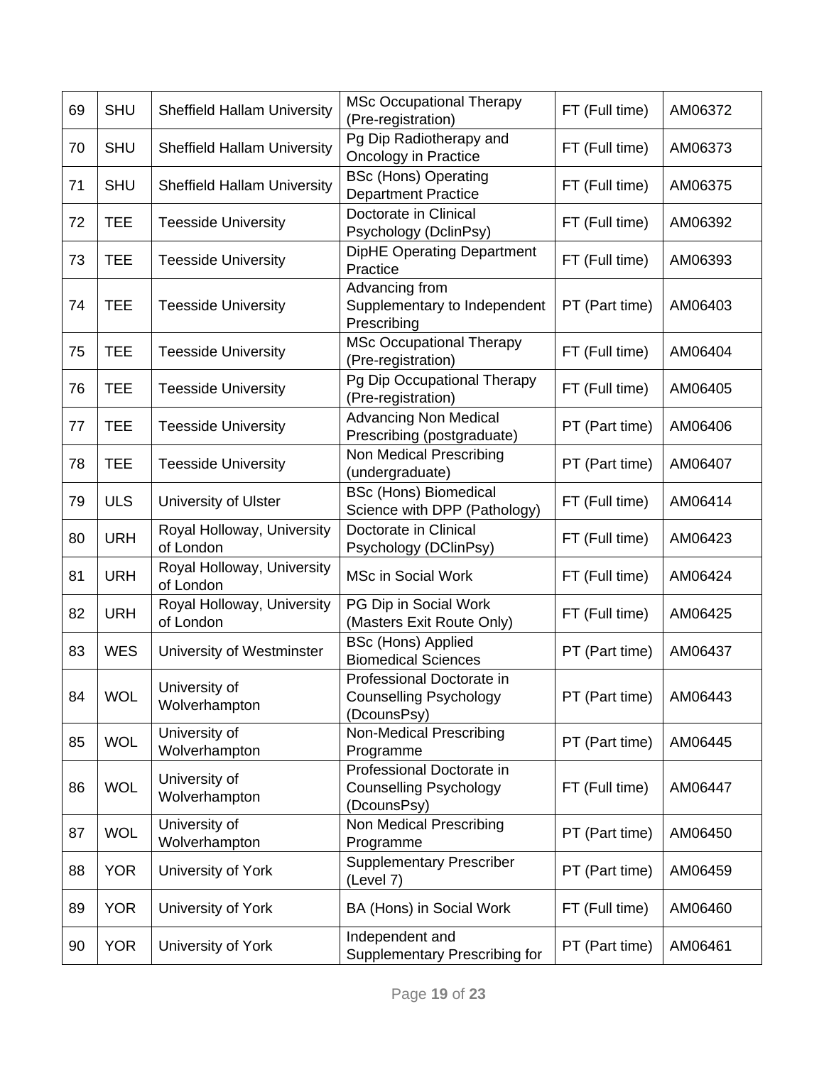| 69 | SHU | Sheffield Hallam University | MSc Occupational Therapy (Pre-registration) | FT (Full time) | AM06372 |
|---|---|---|---|---|---|
| 70 | SHU | Sheffield Hallam University | Pg Dip Radiotherapy and Oncology in Practice | FT (Full time) | AM06373 |
| 71 | SHU | Sheffield Hallam University | BSc (Hons) Operating Department Practice | FT (Full time) | AM06375 |
| 72 | TEE | Teesside University | Doctorate in Clinical Psychology (DclinPsy) | FT (Full time) | AM06392 |
| 73 | TEE | Teesside University | DipHE Operating Department Practice | FT (Full time) | AM06393 |
| 74 | TEE | Teesside University | Advancing from Supplementary to Independent Prescribing | PT (Part time) | AM06403 |
| 75 | TEE | Teesside University | MSc Occupational Therapy (Pre-registration) | FT (Full time) | AM06404 |
| 76 | TEE | Teesside University | Pg Dip Occupational Therapy (Pre-registration) | FT (Full time) | AM06405 |
| 77 | TEE | Teesside University | Advancing Non Medical Prescribing (postgraduate) | PT (Part time) | AM06406 |
| 78 | TEE | Teesside University | Non Medical Prescribing (undergraduate) | PT (Part time) | AM06407 |
| 79 | ULS | University of Ulster | BSc (Hons) Biomedical Science with DPP (Pathology) | FT (Full time) | AM06414 |
| 80 | URH | Royal Holloway, University of London | Doctorate in Clinical Psychology (DClinPsy) | FT (Full time) | AM06423 |
| 81 | URH | Royal Holloway, University of London | MSc in Social Work | FT (Full time) | AM06424 |
| 82 | URH | Royal Holloway, University of London | PG Dip in Social Work (Masters Exit Route Only) | FT (Full time) | AM06425 |
| 83 | WES | University of Westminster | BSc (Hons) Applied Biomedical Sciences | PT (Part time) | AM06437 |
| 84 | WOL | University of Wolverhampton | Professional Doctorate in Counselling Psychology (DcounsPsy) | PT (Part time) | AM06443 |
| 85 | WOL | University of Wolverhampton | Non-Medical Prescribing Programme | PT (Part time) | AM06445 |
| 86 | WOL | University of Wolverhampton | Professional Doctorate in Counselling Psychology (DcounsPsy) | FT (Full time) | AM06447 |
| 87 | WOL | University of Wolverhampton | Non Medical Prescribing Programme | PT (Part time) | AM06450 |
| 88 | YOR | University of York | Supplementary Prescriber (Level 7) | PT (Part time) | AM06459 |
| 89 | YOR | University of York | BA (Hons) in Social Work | FT (Full time) | AM06460 |
| 90 | YOR | University of York | Independent and Supplementary Prescribing for | PT (Part time) | AM06461 |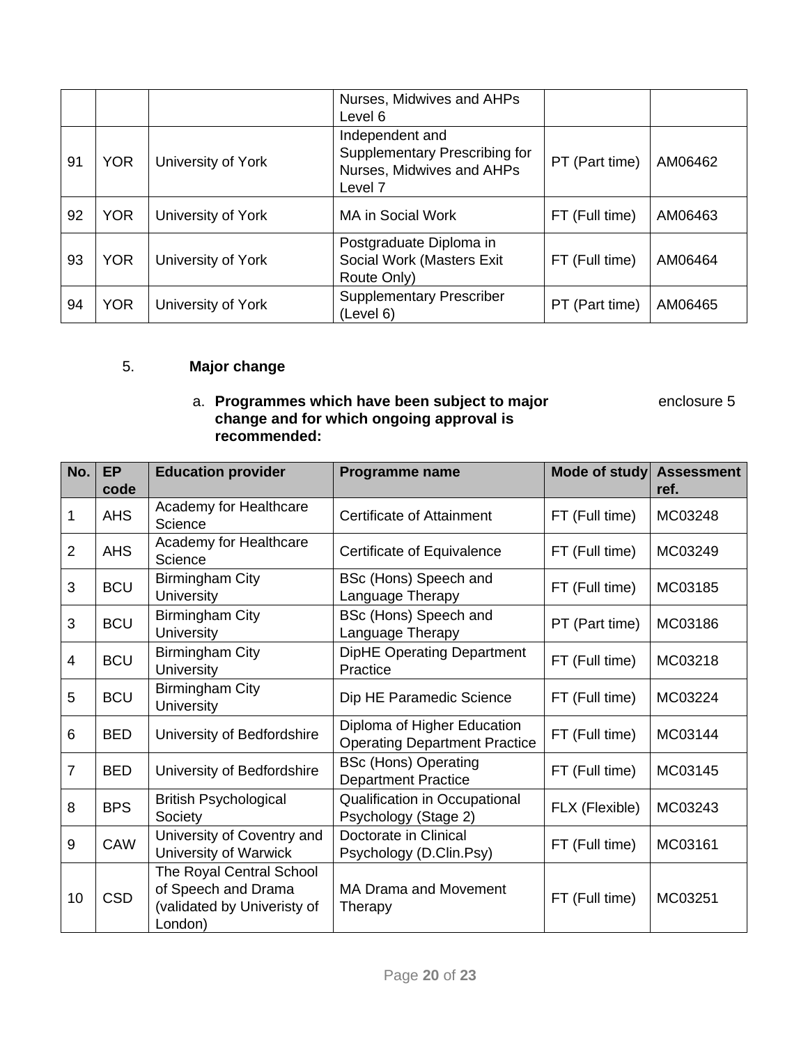| | | | Nurses, Midwives and AHPs Level 6 | | |
|---|---|---|---|---|---|
| 91 | YOR | University of York | Independent and Supplementary Prescribing for Nurses, Midwives and AHPs Level 7 | PT (Part time) | AM06462 |
| 92 | YOR | University of York | MA in Social Work | FT (Full time) | AM06463 |
| 93 | YOR | University of York | Postgraduate Diploma in Social Work (Masters Exit Route Only) | FT (Full time) | AM06464 |
| 94 | YOR | University of York | Supplementary Prescriber (Level 6) | PT (Part time) | AM06465 |

5. **Major change**

a. **Programmes which have been subject to major change and for which ongoing approval is recommended:** enclosure 5

| No. | EP code | Education provider | Programme name | Mode of study | Assessment ref. |
|---|---|---|---|---|---|
| 1 | AHS | Academy for Healthcare Science | Certificate of Attainment | FT (Full time) | MC03248 |
| 2 | AHS | Academy for Healthcare Science | Certificate of Equivalence | FT (Full time) | MC03249 |
| 3 | BCU | Birmingham City University | BSc (Hons) Speech and Language Therapy | FT (Full time) | MC03185 |
| 3 | BCU | Birmingham City University | BSc (Hons) Speech and Language Therapy | PT (Part time) | MC03186 |
| 4 | BCU | Birmingham City University | DipHE Operating Department Practice | FT (Full time) | MC03218 |
| 5 | BCU | Birmingham City University | Dip HE Paramedic Science | FT (Full time) | MC03224 |
| 6 | BED | University of Bedfordshire | Diploma of Higher Education Operating Department Practice | FT (Full time) | MC03144 |
| 7 | BED | University of Bedfordshire | BSc (Hons) Operating Department Practice | FT (Full time) | MC03145 |
| 8 | BPS | British Psychological Society | Qualification in Occupational Psychology (Stage 2) | FLX (Flexible) | MC03243 |
| 9 | CAW | University of Coventry and University of Warwick | Doctorate in Clinical Psychology (D.Clin.Psy) | FT (Full time) | MC03161 |
| 10 | CSD | The Royal Central School of Speech and Drama (validated by Univeristy of London) | MA Drama and Movement Therapy | FT (Full time) | MC03251 |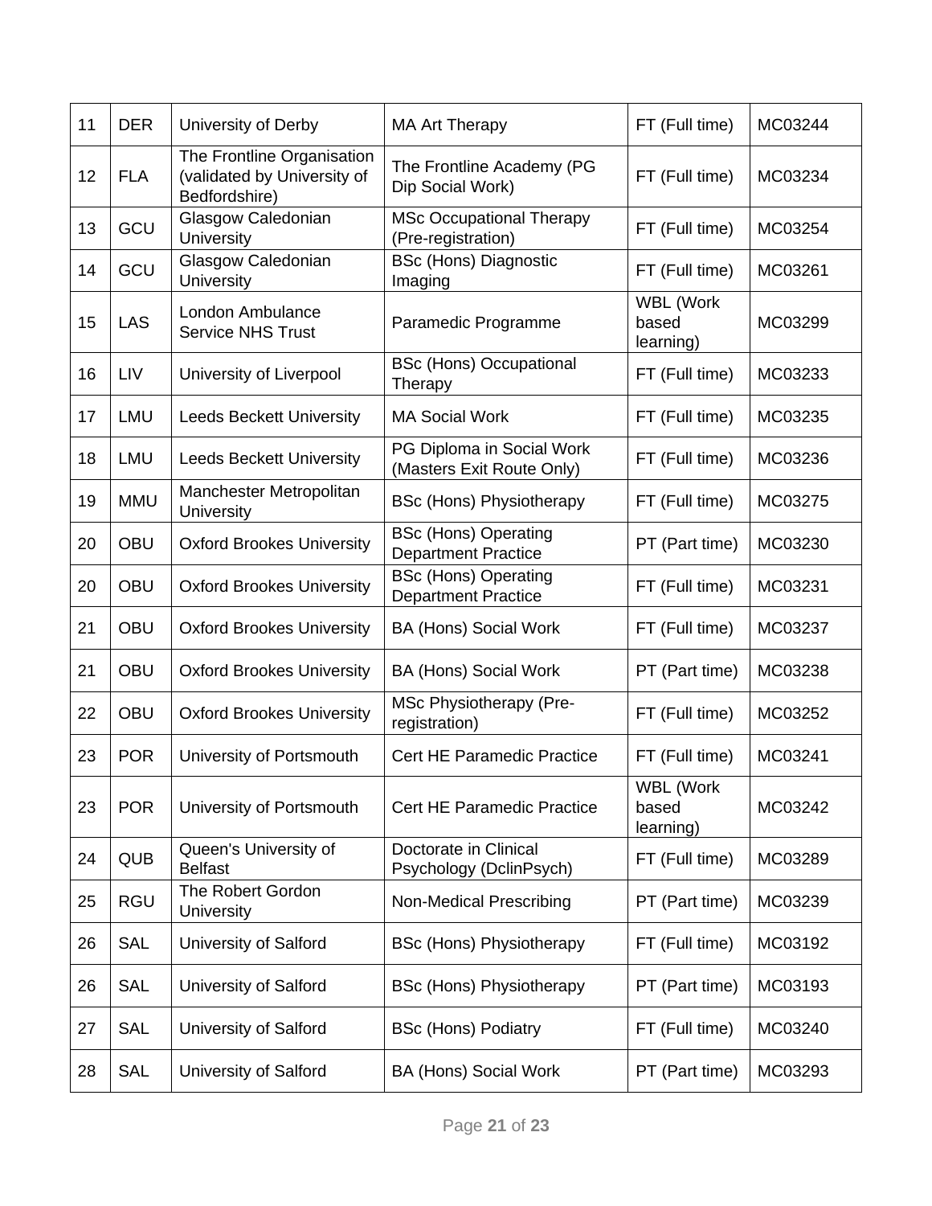| 11 | DER | University of Derby | MA Art Therapy | FT (Full time) | MC03244 |
|---|---|---|---|---|---|
| 12 | FLA | The Frontline Organisation (validated by University of Bedfordshire) | The Frontline Academy (PG Dip Social Work) | FT (Full time) | MC03234 |
| 13 | GCU | Glasgow Caledonian University | MSc Occupational Therapy (Pre-registration) | FT (Full time) | MC03254 |
| 14 | GCU | Glasgow Caledonian University | BSc (Hons) Diagnostic Imaging | FT (Full time) | MC03261 |
| 15 | LAS | London Ambulance Service NHS Trust | Paramedic Programme | WBL (Work based learning) | MC03299 |
| 16 | LIV | University of Liverpool | BSc (Hons) Occupational Therapy | FT (Full time) | MC03233 |
| 17 | LMU | Leeds Beckett University | MA Social Work | FT (Full time) | MC03235 |
| 18 | LMU | Leeds Beckett University | PG Diploma in Social Work (Masters Exit Route Only) | FT (Full time) | MC03236 |
| 19 | MMU | Manchester Metropolitan University | BSc (Hons) Physiotherapy | FT (Full time) | MC03275 |
| 20 | OBU | Oxford Brookes University | BSc (Hons) Operating Department Practice | PT (Part time) | MC03230 |
| 20 | OBU | Oxford Brookes University | BSc (Hons) Operating Department Practice | FT (Full time) | MC03231 |
| 21 | OBU | Oxford Brookes University | BA (Hons) Social Work | FT (Full time) | MC03237 |
| 21 | OBU | Oxford Brookes University | BA (Hons) Social Work | PT (Part time) | MC03238 |
| 22 | OBU | Oxford Brookes University | MSc Physiotherapy (Pre-registration) | FT (Full time) | MC03252 |
| 23 | POR | University of Portsmouth | Cert HE Paramedic Practice | FT (Full time) | MC03241 |
| 23 | POR | University of Portsmouth | Cert HE Paramedic Practice | WBL (Work based learning) | MC03242 |
| 24 | QUB | Queen's University of Belfast | Doctorate in Clinical Psychology (DclinPsych) | FT (Full time) | MC03289 |
| 25 | RGU | The Robert Gordon University | Non-Medical Prescribing | PT (Part time) | MC03239 |
| 26 | SAL | University of Salford | BSc (Hons) Physiotherapy | FT (Full time) | MC03192 |
| 26 | SAL | University of Salford | BSc (Hons) Physiotherapy | PT (Part time) | MC03193 |
| 27 | SAL | University of Salford | BSc (Hons) Podiatry | FT (Full time) | MC03240 |
| 28 | SAL | University of Salford | BA (Hons) Social Work | PT (Part time) | MC03293 |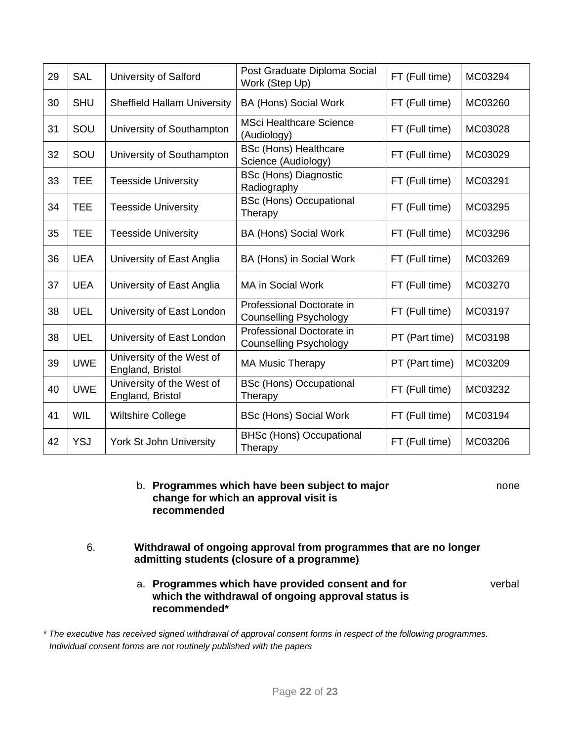| 29 | SAL | University of Salford | Post Graduate Diploma Social Work (Step Up) | FT (Full time) | MC03294 |
|---|---|---|---|---|---|
| 30 | SHU | Sheffield Hallam University | BA (Hons) Social Work | FT (Full time) | MC03260 |
| 31 | SOU | University of Southampton | MSci Healthcare Science (Audiology) | FT (Full time) | MC03028 |
| 32 | SOU | University of Southampton | BSc (Hons) Healthcare Science (Audiology) | FT (Full time) | MC03029 |
| 33 | TEE | Teesside University | BSc (Hons) Diagnostic Radiography | FT (Full time) | MC03291 |
| 34 | TEE | Teesside University | BSc (Hons) Occupational Therapy | FT (Full time) | MC03295 |
| 35 | TEE | Teesside University | BA (Hons) Social Work | FT (Full time) | MC03296 |
| 36 | UEA | University of East Anglia | BA (Hons) in Social Work | FT (Full time) | MC03269 |
| 37 | UEA | University of East Anglia | MA in Social Work | FT (Full time) | MC03270 |
| 38 | UEL | University of East London | Professional Doctorate in Counselling Psychology | FT (Full time) | MC03197 |
| 38 | UEL | University of East London | Professional Doctorate in Counselling Psychology | PT (Part time) | MC03198 |
| 39 | UWE | University of the West of England, Bristol | MA Music Therapy | PT (Part time) | MC03209 |
| 40 | UWE | University of the West of England, Bristol | BSc (Hons) Occupational Therapy | FT (Full time) | MC03232 |
| 41 | WIL | Wiltshire College | BSc (Hons) Social Work | FT (Full time) | MC03194 |
| 42 | YSJ | York St John University | BHSc (Hons) Occupational Therapy | FT (Full time) | MC03206 |

b. **Programmes which have been subject to major change for which an approval visit is recommended** — none

6. **Withdrawal of ongoing approval from programmes that are no longer admitting students (closure of a programme)**

a. **Programmes which have provided consent and for which the withdrawal of ongoing approval status is recommended*** — verbal

*\* The executive has received signed withdrawal of approval consent forms in respect of the following programmes. Individual consent forms are not routinely published with the papers*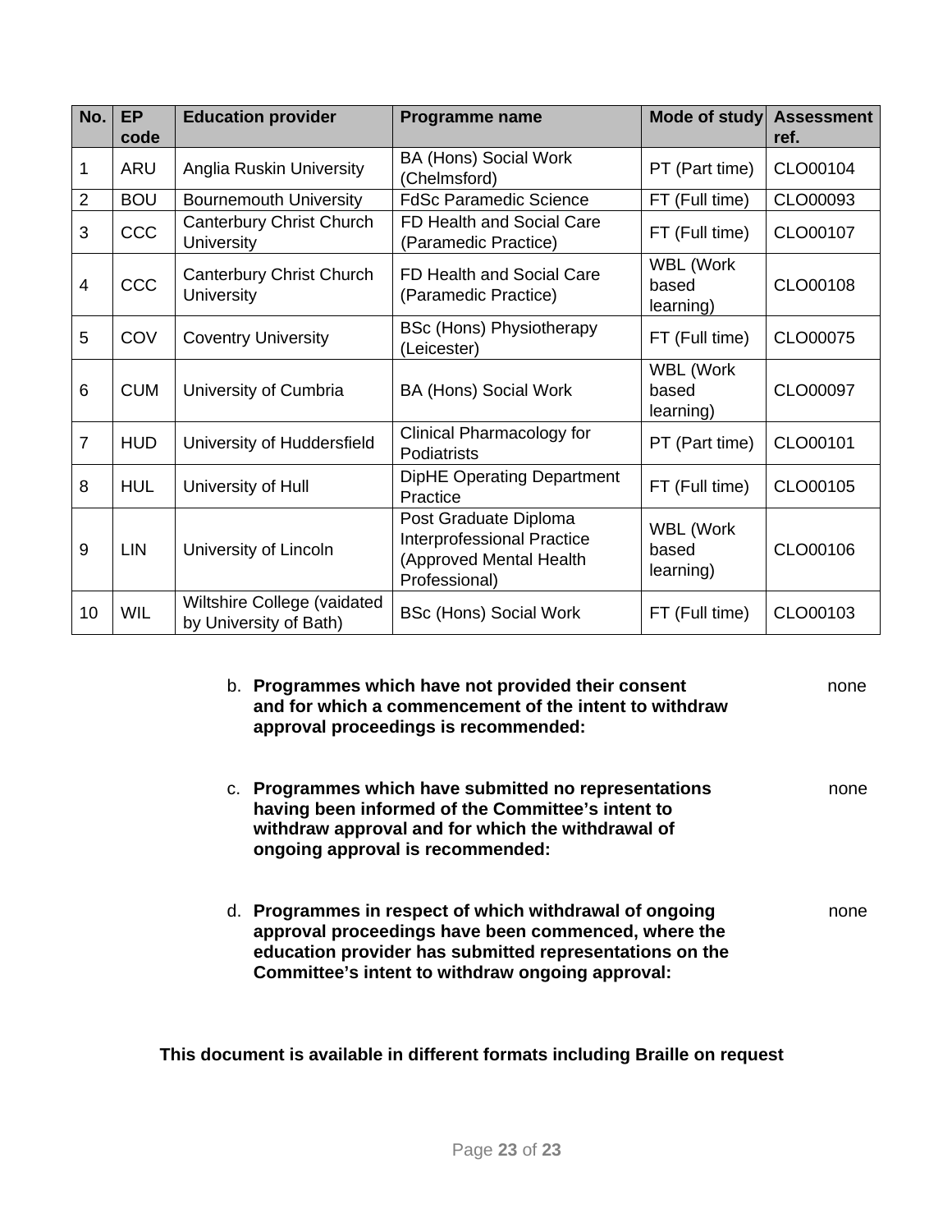| No. | EP code | Education provider | Programme name | Mode of study | Assessment ref. |
|---|---|---|---|---|---|
| 1 | ARU | Anglia Ruskin University | BA (Hons) Social Work (Chelmsford) | PT (Part time) | CLO00104 |
| 2 | BOU | Bournemouth University | FdSc Paramedic Science | FT (Full time) | CLO00093 |
| 3 | CCC | Canterbury Christ Church University | FD Health and Social Care (Paramedic Practice) | FT (Full time) | CLO00107 |
| 4 | CCC | Canterbury Christ Church University | FD Health and Social Care (Paramedic Practice) | WBL (Work based learning) | CLO00108 |
| 5 | COV | Coventry University | BSc (Hons) Physiotherapy (Leicester) | FT (Full time) | CLO00075 |
| 6 | CUM | University of Cumbria | BA (Hons) Social Work | WBL (Work based learning) | CLO00097 |
| 7 | HUD | University of Huddersfield | Clinical Pharmacology for Podiatrists | PT (Part time) | CLO00101 |
| 8 | HUL | University of Hull | DipHE Operating Department Practice | FT (Full time) | CLO00105 |
| 9 | LIN | University of Lincoln | Post Graduate Diploma Interprofessional Practice (Approved Mental Health Professional) | WBL (Work based learning) | CLO00106 |
| 10 | WIL | Wiltshire College (vaidated by University of Bath) | BSc (Hons) Social Work | FT (Full time) | CLO00103 |

b. **Programmes which have not provided their consent and for which a commencement of the intent to withdraw approval proceedings is recommended:** none

c. **Programmes which have submitted no representations having been informed of the Committee's intent to withdraw approval and for which the withdrawal of ongoing approval is recommended:** none

d. **Programmes in respect of which withdrawal of ongoing approval proceedings have been commenced, where the education provider has submitted representations on the Committee's intent to withdraw ongoing approval:** none

**This document is available in different formats including Braille on request**